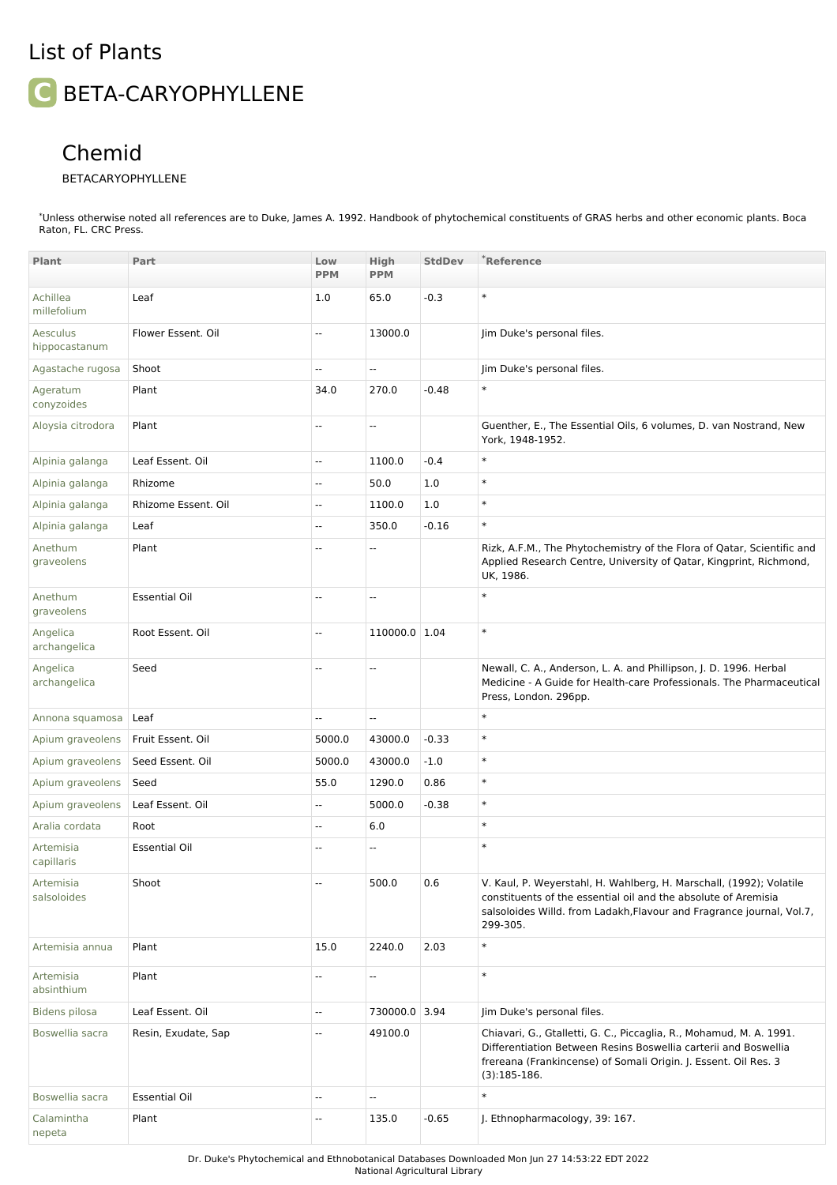# List of Plants

## C BETA-CARYOPHYLLENE

### Chemid

BETACARYOPHYLLENE

*Unless otherwise noted all references are to Duke, James A. 1992. Handbook of phytochemical constituents of GRAS herbs and other economic plants. Boca Raton, FL. CRC Press.

| Plant | Part | Low PPM | High PPM | StdDev | *Reference |
|---|---|---|---|---|---|
| Achillea millefolium | Leaf | 1.0 | 65.0 | -0.3 | * |
| Aesculus hippocastanum | Flower Essent. Oil | -- | 13000.0 | | Jim Duke's personal files. |
| Agastache rugosa | Shoot | -- | -- | | Jim Duke's personal files. |
| Ageratum conyzoides | Plant | 34.0 | 270.0 | -0.48 | * |
| Aloysia citrodora | Plant | -- | -- | | Guenther, E., The Essential Oils, 6 volumes, D. van Nostrand, New York, 1948-1952. |
| Alpinia galanga | Leaf Essent. Oil | -- | 1100.0 | -0.4 | * |
| Alpinia galanga | Rhizome | -- | 50.0 | 1.0 | * |
| Alpinia galanga | Rhizome Essent. Oil | -- | 1100.0 | 1.0 | * |
| Alpinia galanga | Leaf | -- | 350.0 | -0.16 | * |
| Anethum graveolens | Plant | -- | -- | | Rizk, A.F.M., The Phytochemistry of the Flora of Qatar, Scientific and Applied Research Centre, University of Qatar, Kingprint, Richmond, UK, 1986. |
| Anethum graveolens | Essential Oil | -- | -- | | * |
| Angelica archangelica | Root Essent. Oil | -- | 110000.0 | 1.04 | * |
| Angelica archangelica | Seed | -- | -- | | Newall, C. A., Anderson, L. A. and Phillipson, J. D. 1996. Herbal Medicine - A Guide for Health-care Professionals. The Pharmaceutical Press, London. 296pp. |
| Annona squamosa | Leaf | -- | -- | | * |
| Apium graveolens | Fruit Essent. Oil | 5000.0 | 43000.0 | -0.33 | * |
| Apium graveolens | Seed Essent. Oil | 5000.0 | 43000.0 | -1.0 | * |
| Apium graveolens | Seed | 55.0 | 1290.0 | 0.86 | * |
| Apium graveolens | Leaf Essent. Oil | -- | 5000.0 | -0.38 | * |
| Aralia cordata | Root | -- | 6.0 | | * |
| Artemisia capillaris | Essential Oil | -- | -- | | * |
| Artemisia salsoloides | Shoot | -- | 500.0 | 0.6 | V. Kaul, P. Weyerstahl, H. Wahlberg, H. Marschall, (1992); Volatile constituents of the essential oil and the absolute of Aremisia salsoloides Willd. from Ladakh,Flavour and Fragrance journal, Vol.7, 299-305. |
| Artemisia annua | Plant | 15.0 | 2240.0 | 2.03 | * |
| Artemisia absinthium | Plant | -- | -- | | * |
| Bidens pilosa | Leaf Essent. Oil | -- | 730000.0 | 3.94 | Jim Duke's personal files. |
| Boswellia sacra | Resin, Exudate, Sap | -- | 49100.0 | | Chiavari, G., Gtalletti, G. C., Piccaglia, R., Mohamud, M. A. 1991. Differentiation Between Resins Boswellia carterii and Boswellia frereana (Frankincense) of Somali Origin. J. Essent. Oil Res. 3 (3):185-186. |
| Boswellia sacra | Essential Oil | -- | -- | | * |
| Calamintha nepeta | Plant | -- | 135.0 | -0.65 | J. Ethnopharmacology, 39: 167. |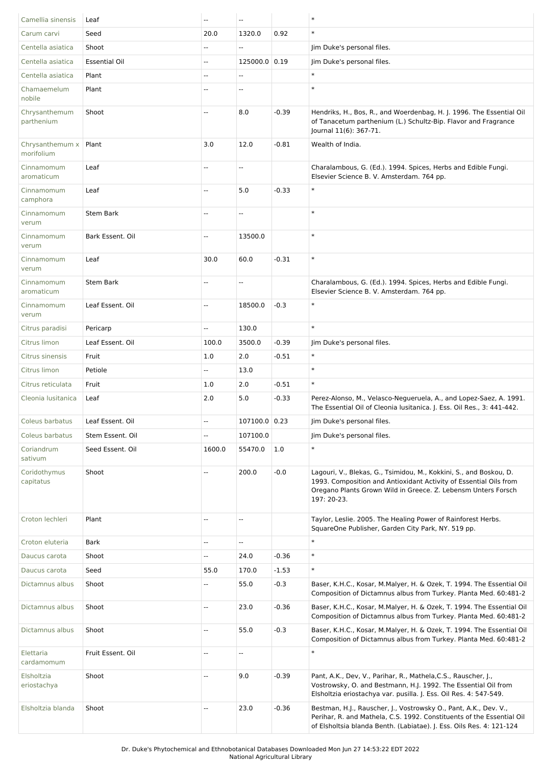| | | | | | |
|---|---|---|---|---|---|
| Camellia sinensis | Leaf | -- | -- | | * |
| Carum carvi | Seed | 20.0 | 1320.0 | 0.92 | * |
| Centella asiatica | Shoot | -- | -- | | Jim Duke's personal files. |
| Centella asiatica | Essential Oil | -- | 125000.0 | 0.19 | Jim Duke's personal files. |
| Centella asiatica | Plant | -- | -- | | * |
| Chamaemelum nobile | Plant | -- | -- | | * |
| Chrysanthemum parthenium | Shoot | -- | 8.0 | -0.39 | Hendriks, H., Bos, R., and Woerdenbag, H. J. 1996. The Essential Oil of Tanacetum parthenium (L.) Schultz-Bip. Flavor and Fragrance Journal 11(6): 367-71. |
| Chrysanthemum x morifolium | Plant | 3.0 | 12.0 | -0.81 | Wealth of India. |
| Cinnamomum aromaticum | Leaf | -- | -- | | Charalambous, G. (Ed.). 1994. Spices, Herbs and Edible Fungi. Elsevier Science B. V. Amsterdam. 764 pp. |
| Cinnamomum camphora | Leaf | -- | 5.0 | -0.33 | * |
| Cinnamomum verum | Stem Bark | -- | -- | | * |
| Cinnamomum verum | Bark Essent. Oil | -- | 13500.0 | | * |
| Cinnamomum verum | Leaf | 30.0 | 60.0 | -0.31 | * |
| Cinnamomum aromaticum | Stem Bark | -- | -- | | Charalambous, G. (Ed.). 1994. Spices, Herbs and Edible Fungi. Elsevier Science B. V. Amsterdam. 764 pp. |
| Cinnamomum verum | Leaf Essent. Oil | -- | 18500.0 | -0.3 | * |
| Citrus paradisi | Pericarp | -- | 130.0 | | * |
| Citrus limon | Leaf Essent. Oil | 100.0 | 3500.0 | -0.39 | Jim Duke's personal files. |
| Citrus sinensis | Fruit | 1.0 | 2.0 | -0.51 | * |
| Citrus limon | Petiole | -- | 13.0 | | * |
| Citrus reticulata | Fruit | 1.0 | 2.0 | -0.51 | * |
| Cleonia lusitanica | Leaf | 2.0 | 5.0 | -0.33 | Perez-Alonso, M., Velasco-Negueruela, A., and Lopez-Saez, A. 1991. The Essential Oil of Cleonia lusitanica. J. Ess. Oil Res., 3: 441-442. |
| Coleus barbatus | Leaf Essent. Oil | -- | 107100.0 | 0.23 | Jim Duke's personal files. |
| Coleus barbatus | Stem Essent. Oil | -- | 107100.0 | | Jim Duke's personal files. |
| Coriandrum sativum | Seed Essent. Oil | 1600.0 | 55470.0 | 1.0 | * |
| Coridothymus capitatus | Shoot | -- | 200.0 | -0.0 | Lagouri, V., Blekas, G., Tsimidou, M., Kokkini, S., and Boskou, D. 1993. Composition and Antioxidant Activity of Essential Oils from Oregano Plants Grown Wild in Greece. Z. Lebensm Unters Forsch 197: 20-23. |
| Croton lechleri | Plant | -- | -- | | Taylor, Leslie. 2005. The Healing Power of Rainforest Herbs. SquareOne Publisher, Garden City Park, NY. 519 pp. |
| Croton eluteria | Bark | -- | -- | | * |
| Daucus carota | Shoot | -- | 24.0 | -0.36 | * |
| Daucus carota | Seed | 55.0 | 170.0 | -1.53 | * |
| Dictamnus albus | Shoot | -- | 55.0 | -0.3 | Baser, K.H.C., Kosar, M.Malyer, H. & Ozek, T. 1994. The Essential Oil Composition of Dictamnus albus from Turkey. Planta Med. 60:481-2 |
| Dictamnus albus | Shoot | -- | 23.0 | -0.36 | Baser, K.H.C., Kosar, M.Malyer, H. & Ozek, T. 1994. The Essential Oil Composition of Dictamnus albus from Turkey. Planta Med. 60:481-2 |
| Dictamnus albus | Shoot | -- | 55.0 | -0.3 | Baser, K.H.C., Kosar, M.Malyer, H. & Ozek, T. 1994. The Essential Oil Composition of Dictamnus albus from Turkey. Planta Med. 60:481-2 |
| Elettaria cardamomum | Fruit Essent. Oil | -- | -- | | * |
| Elsholtzia eriostachya | Shoot | -- | 9.0 | -0.39 | Pant, A.K., Dev, V., Parihar, R., Mathela,C.S., Rauscher, J., Vostrowsky, O. and Bestmann, H.J. 1992. The Essential Oil from Elsholtzia eriostachya var. pusilla. J. Ess. Oil Res. 4: 547-549. |
| Elsholtzia blanda | Shoot | -- | 23.0 | -0.36 | Bestman, H.J., Rauscher, J., Vostrowsky O., Pant, A.K., Dev. V., Perihar, R. and Mathela, C.S. 1992. Constituents of the Essential Oil of Elsholtsia blanda Benth. (Labiatae). J. Ess. Oils Res. 4: 121-124 |

Dr. Duke's Phytochemical and Ethnobotanical Databases Downloaded Mon Jun 27 14:53:22 EDT 2022
National Agricultural Library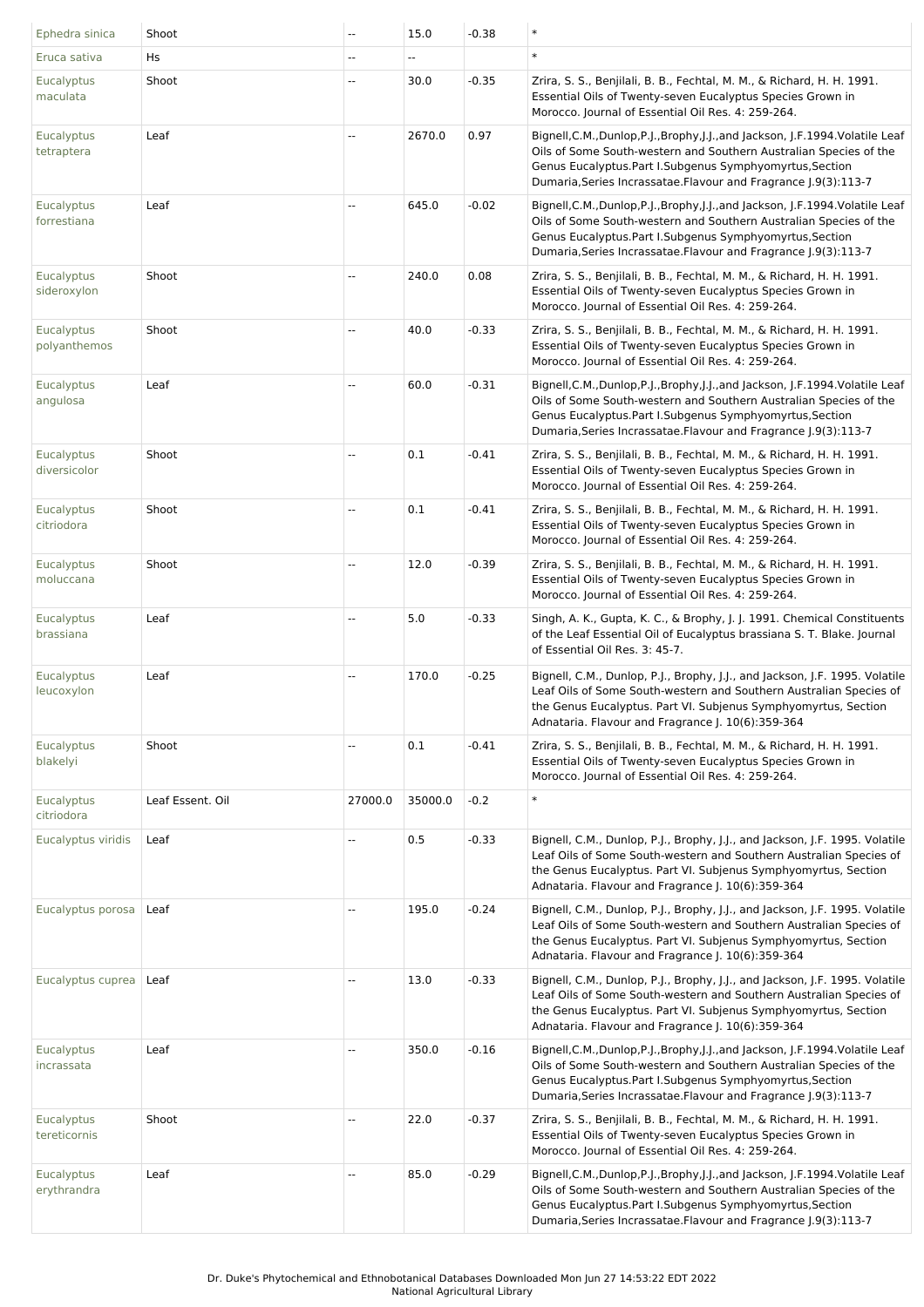| Ephedra sinica | Shoot | -- | 15.0 | -0.38 | * |
|---|---|---|---|---|---|
| Eruca sativa | Hs | -- | -- | | * |
| Eucalyptus maculata | Shoot | -- | 30.0 | -0.35 | Zrira, S. S., Benjilali, B. B., Fechtal, M. M., & Richard, H. H. 1991. Essential Oils of Twenty-seven Eucalyptus Species Grown in Morocco. Journal of Essential Oil Res. 4: 259-264. |
| Eucalyptus tetraptera | Leaf | -- | 2670.0 | 0.97 | Bignell,C.M.,Dunlop,P.J.,Brophy,J.J.,and Jackson, J.F.1994.Volatile Leaf Oils of Some South-western and Southern Australian Species of the Genus Eucalyptus.Part I.Subgenus Symphyomyrtus,Section Dumaria,Series Incrassatae.Flavour and Fragrance J.9(3):113-7 |
| Eucalyptus forrestiana | Leaf | -- | 645.0 | -0.02 | Bignell,C.M.,Dunlop,P.J.,Brophy,J.J.,and Jackson, J.F.1994.Volatile Leaf Oils of Some South-western and Southern Australian Species of the Genus Eucalyptus.Part I.Subgenus Symphyomyrtus,Section Dumaria,Series Incrassatae.Flavour and Fragrance J.9(3):113-7 |
| Eucalyptus sideroxylon | Shoot | -- | 240.0 | 0.08 | Zrira, S. S., Benjilali, B. B., Fechtal, M. M., & Richard, H. H. 1991. Essential Oils of Twenty-seven Eucalyptus Species Grown in Morocco. Journal of Essential Oil Res. 4: 259-264. |
| Eucalyptus polyanthemos | Shoot | -- | 40.0 | -0.33 | Zrira, S. S., Benjilali, B. B., Fechtal, M. M., & Richard, H. H. 1991. Essential Oils of Twenty-seven Eucalyptus Species Grown in Morocco. Journal of Essential Oil Res. 4: 259-264. |
| Eucalyptus angulosa | Leaf | -- | 60.0 | -0.31 | Bignell,C.M.,Dunlop,P.J.,Brophy,J.J.,and Jackson, J.F.1994.Volatile Leaf Oils of Some South-western and Southern Australian Species of the Genus Eucalyptus.Part I.Subgenus Symphyomyrtus,Section Dumaria,Series Incrassatae.Flavour and Fragrance J.9(3):113-7 |
| Eucalyptus diversicolor | Shoot | -- | 0.1 | -0.41 | Zrira, S. S., Benjilali, B. B., Fechtal, M. M., & Richard, H. H. 1991. Essential Oils of Twenty-seven Eucalyptus Species Grown in Morocco. Journal of Essential Oil Res. 4: 259-264. |
| Eucalyptus citriodora | Shoot | -- | 0.1 | -0.41 | Zrira, S. S., Benjilali, B. B., Fechtal, M. M., & Richard, H. H. 1991. Essential Oils of Twenty-seven Eucalyptus Species Grown in Morocco. Journal of Essential Oil Res. 4: 259-264. |
| Eucalyptus moluccana | Shoot | -- | 12.0 | -0.39 | Zrira, S. S., Benjilali, B. B., Fechtal, M. M., & Richard, H. H. 1991. Essential Oils of Twenty-seven Eucalyptus Species Grown in Morocco. Journal of Essential Oil Res. 4: 259-264. |
| Eucalyptus brassiana | Leaf | -- | 5.0 | -0.33 | Singh, A. K., Gupta, K. C., & Brophy, J. J. 1991. Chemical Constituents of the Leaf Essential Oil of Eucalyptus brassiana S. T. Blake. Journal of Essential Oil Res. 3: 45-7. |
| Eucalyptus leucoxylon | Leaf | -- | 170.0 | -0.25 | Bignell, C.M., Dunlop, P.J., Brophy, J.J., and Jackson, J.F. 1995. Volatile Leaf Oils of Some South-western and Southern Australian Species of the Genus Eucalyptus. Part VI. Subjenus Symphyomyrtus, Section Adnataria. Flavour and Fragrance J. 10(6):359-364 |
| Eucalyptus blakelyi | Shoot | -- | 0.1 | -0.41 | Zrira, S. S., Benjilali, B. B., Fechtal, M. M., & Richard, H. H. 1991. Essential Oils of Twenty-seven Eucalyptus Species Grown in Morocco. Journal of Essential Oil Res. 4: 259-264. |
| Eucalyptus citriodora | Leaf Essent. Oil | 27000.0 | 35000.0 | -0.2 | * |
| Eucalyptus viridis | Leaf | -- | 0.5 | -0.33 | Bignell, C.M., Dunlop, P.J., Brophy, J.J., and Jackson, J.F. 1995. Volatile Leaf Oils of Some South-western and Southern Australian Species of the Genus Eucalyptus. Part VI. Subjenus Symphyomyrtus, Section Adnataria. Flavour and Fragrance J. 10(6):359-364 |
| Eucalyptus porosa | Leaf | -- | 195.0 | -0.24 | Bignell, C.M., Dunlop, P.J., Brophy, J.J., and Jackson, J.F. 1995. Volatile Leaf Oils of Some South-western and Southern Australian Species of the Genus Eucalyptus. Part VI. Subjenus Symphyomyrtus, Section Adnataria. Flavour and Fragrance J. 10(6):359-364 |
| Eucalyptus cuprea | Leaf | -- | 13.0 | -0.33 | Bignell, C.M., Dunlop, P.J., Brophy, J.J., and Jackson, J.F. 1995. Volatile Leaf Oils of Some South-western and Southern Australian Species of the Genus Eucalyptus. Part VI. Subjenus Symphyomyrtus, Section Adnataria. Flavour and Fragrance J. 10(6):359-364 |
| Eucalyptus incrassata | Leaf | -- | 350.0 | -0.16 | Bignell,C.M.,Dunlop,P.J.,Brophy,J.J.,and Jackson, J.F.1994.Volatile Leaf Oils of Some South-western and Southern Australian Species of the Genus Eucalyptus.Part I.Subgenus Symphyomyrtus,Section Dumaria,Series Incrassatae.Flavour and Fragrance J.9(3):113-7 |
| Eucalyptus tereticornis | Shoot | -- | 22.0 | -0.37 | Zrira, S. S., Benjilali, B. B., Fechtal, M. M., & Richard, H. H. 1991. Essential Oils of Twenty-seven Eucalyptus Species Grown in Morocco. Journal of Essential Oil Res. 4: 259-264. |
| Eucalyptus erythrandra | Leaf | -- | 85.0 | -0.29 | Bignell,C.M.,Dunlop,P.J.,Brophy,J.J.,and Jackson, J.F.1994.Volatile Leaf Oils of Some South-western and Southern Australian Species of the Genus Eucalyptus.Part I.Subgenus Symphyomyrtus,Section Dumaria,Series Incrassatae.Flavour and Fragrance J.9(3):113-7 |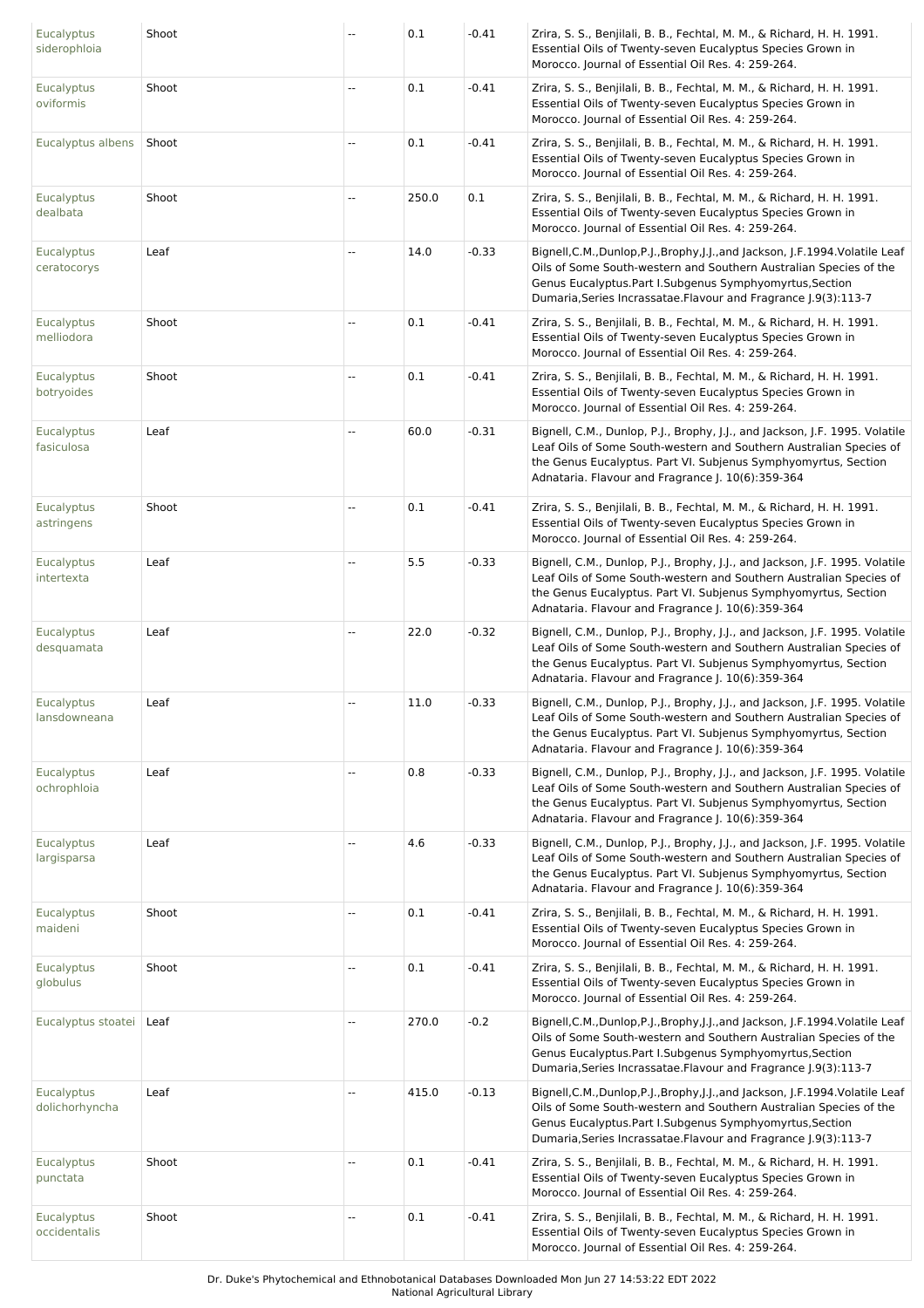| | | | | | |
|---|---|---|---|---|---|
| Eucalyptus siderophloia | Shoot | -- | 0.1 | -0.41 | Zrira, S. S., Benjilali, B. B., Fechtal, M. M., & Richard, H. H. 1991. Essential Oils of Twenty-seven Eucalyptus Species Grown in Morocco. Journal of Essential Oil Res. 4: 259-264. |
| Eucalyptus oviformis | Shoot | -- | 0.1 | -0.41 | Zrira, S. S., Benjilali, B. B., Fechtal, M. M., & Richard, H. H. 1991. Essential Oils of Twenty-seven Eucalyptus Species Grown in Morocco. Journal of Essential Oil Res. 4: 259-264. |
| Eucalyptus albens | Shoot | -- | 0.1 | -0.41 | Zrira, S. S., Benjilali, B. B., Fechtal, M. M., & Richard, H. H. 1991. Essential Oils of Twenty-seven Eucalyptus Species Grown in Morocco. Journal of Essential Oil Res. 4: 259-264. |
| Eucalyptus dealbata | Shoot | -- | 250.0 | 0.1 | Zrira, S. S., Benjilali, B. B., Fechtal, M. M., & Richard, H. H. 1991. Essential Oils of Twenty-seven Eucalyptus Species Grown in Morocco. Journal of Essential Oil Res. 4: 259-264. |
| Eucalyptus ceratocorys | Leaf | -- | 14.0 | -0.33 | Bignell,C.M.,Dunlop,P.J.,Brophy,J.J.,and Jackson, J.F.1994.Volatile Leaf Oils of Some South-western and Southern Australian Species of the Genus Eucalyptus.Part I.Subgenus Symphyomyrtus,Section Dumaria,Series Incrassatae.Flavour and Fragrance J.9(3):113-7 |
| Eucalyptus melliodora | Shoot | -- | 0.1 | -0.41 | Zrira, S. S., Benjilali, B. B., Fechtal, M. M., & Richard, H. H. 1991. Essential Oils of Twenty-seven Eucalyptus Species Grown in Morocco. Journal of Essential Oil Res. 4: 259-264. |
| Eucalyptus botryoides | Shoot | -- | 0.1 | -0.41 | Zrira, S. S., Benjilali, B. B., Fechtal, M. M., & Richard, H. H. 1991. Essential Oils of Twenty-seven Eucalyptus Species Grown in Morocco. Journal of Essential Oil Res. 4: 259-264. |
| Eucalyptus fasiculosa | Leaf | -- | 60.0 | -0.31 | Bignell, C.M., Dunlop, P.J., Brophy, J.J., and Jackson, J.F. 1995. Volatile Leaf Oils of Some South-western and Southern Australian Species of the Genus Eucalyptus. Part VI. Subjenus Symphyomyrtus, Section Adnataria. Flavour and Fragrance J. 10(6):359-364 |
| Eucalyptus astringens | Shoot | -- | 0.1 | -0.41 | Zrira, S. S., Benjilali, B. B., Fechtal, M. M., & Richard, H. H. 1991. Essential Oils of Twenty-seven Eucalyptus Species Grown in Morocco. Journal of Essential Oil Res. 4: 259-264. |
| Eucalyptus intertexta | Leaf | -- | 5.5 | -0.33 | Bignell, C.M., Dunlop, P.J., Brophy, J.J., and Jackson, J.F. 1995. Volatile Leaf Oils of Some South-western and Southern Australian Species of the Genus Eucalyptus. Part VI. Subjenus Symphyomyrtus, Section Adnataria. Flavour and Fragrance J. 10(6):359-364 |
| Eucalyptus desquamata | Leaf | -- | 22.0 | -0.32 | Bignell, C.M., Dunlop, P.J., Brophy, J.J., and Jackson, J.F. 1995. Volatile Leaf Oils of Some South-western and Southern Australian Species of the Genus Eucalyptus. Part VI. Subjenus Symphyomyrtus, Section Adnataria. Flavour and Fragrance J. 10(6):359-364 |
| Eucalyptus lansdowneana | Leaf | -- | 11.0 | -0.33 | Bignell, C.M., Dunlop, P.J., Brophy, J.J., and Jackson, J.F. 1995. Volatile Leaf Oils of Some South-western and Southern Australian Species of the Genus Eucalyptus. Part VI. Subjenus Symphyomyrtus, Section Adnataria. Flavour and Fragrance J. 10(6):359-364 |
| Eucalyptus ochrophloia | Leaf | -- | 0.8 | -0.33 | Bignell, C.M., Dunlop, P.J., Brophy, J.J., and Jackson, J.F. 1995. Volatile Leaf Oils of Some South-western and Southern Australian Species of the Genus Eucalyptus. Part VI. Subjenus Symphyomyrtus, Section Adnataria. Flavour and Fragrance J. 10(6):359-364 |
| Eucalyptus largisparsa | Leaf | -- | 4.6 | -0.33 | Bignell, C.M., Dunlop, P.J., Brophy, J.J., and Jackson, J.F. 1995. Volatile Leaf Oils of Some South-western and Southern Australian Species of the Genus Eucalyptus. Part VI. Subjenus Symphyomyrtus, Section Adnataria. Flavour and Fragrance J. 10(6):359-364 |
| Eucalyptus maideni | Shoot | -- | 0.1 | -0.41 | Zrira, S. S., Benjilali, B. B., Fechtal, M. M., & Richard, H. H. 1991. Essential Oils of Twenty-seven Eucalyptus Species Grown in Morocco. Journal of Essential Oil Res. 4: 259-264. |
| Eucalyptus globulus | Shoot | -- | 0.1 | -0.41 | Zrira, S. S., Benjilali, B. B., Fechtal, M. M., & Richard, H. H. 1991. Essential Oils of Twenty-seven Eucalyptus Species Grown in Morocco. Journal of Essential Oil Res. 4: 259-264. |
| Eucalyptus stoatei | Leaf | -- | 270.0 | -0.2 | Bignell,C.M.,Dunlop,P.J.,Brophy,J.J.,and Jackson, J.F.1994.Volatile Leaf Oils of Some South-western and Southern Australian Species of the Genus Eucalyptus.Part I.Subgenus Symphyomyrtus,Section Dumaria,Series Incrassatae.Flavour and Fragrance J.9(3):113-7 |
| Eucalyptus dolichorhyncha | Leaf | -- | 415.0 | -0.13 | Bignell,C.M.,Dunlop,P.J.,Brophy,J.J.,and Jackson, J.F.1994.Volatile Leaf Oils of Some South-western and Southern Australian Species of the Genus Eucalyptus.Part I.Subgenus Symphyomyrtus,Section Dumaria,Series Incrassatae.Flavour and Fragrance J.9(3):113-7 |
| Eucalyptus punctata | Shoot | -- | 0.1 | -0.41 | Zrira, S. S., Benjilali, B. B., Fechtal, M. M., & Richard, H. H. 1991. Essential Oils of Twenty-seven Eucalyptus Species Grown in Morocco. Journal of Essential Oil Res. 4: 259-264. |
| Eucalyptus occidentalis | Shoot | -- | 0.1 | -0.41 | Zrira, S. S., Benjilali, B. B., Fechtal, M. M., & Richard, H. H. 1991. Essential Oils of Twenty-seven Eucalyptus Species Grown in Morocco. Journal of Essential Oil Res. 4: 259-264. |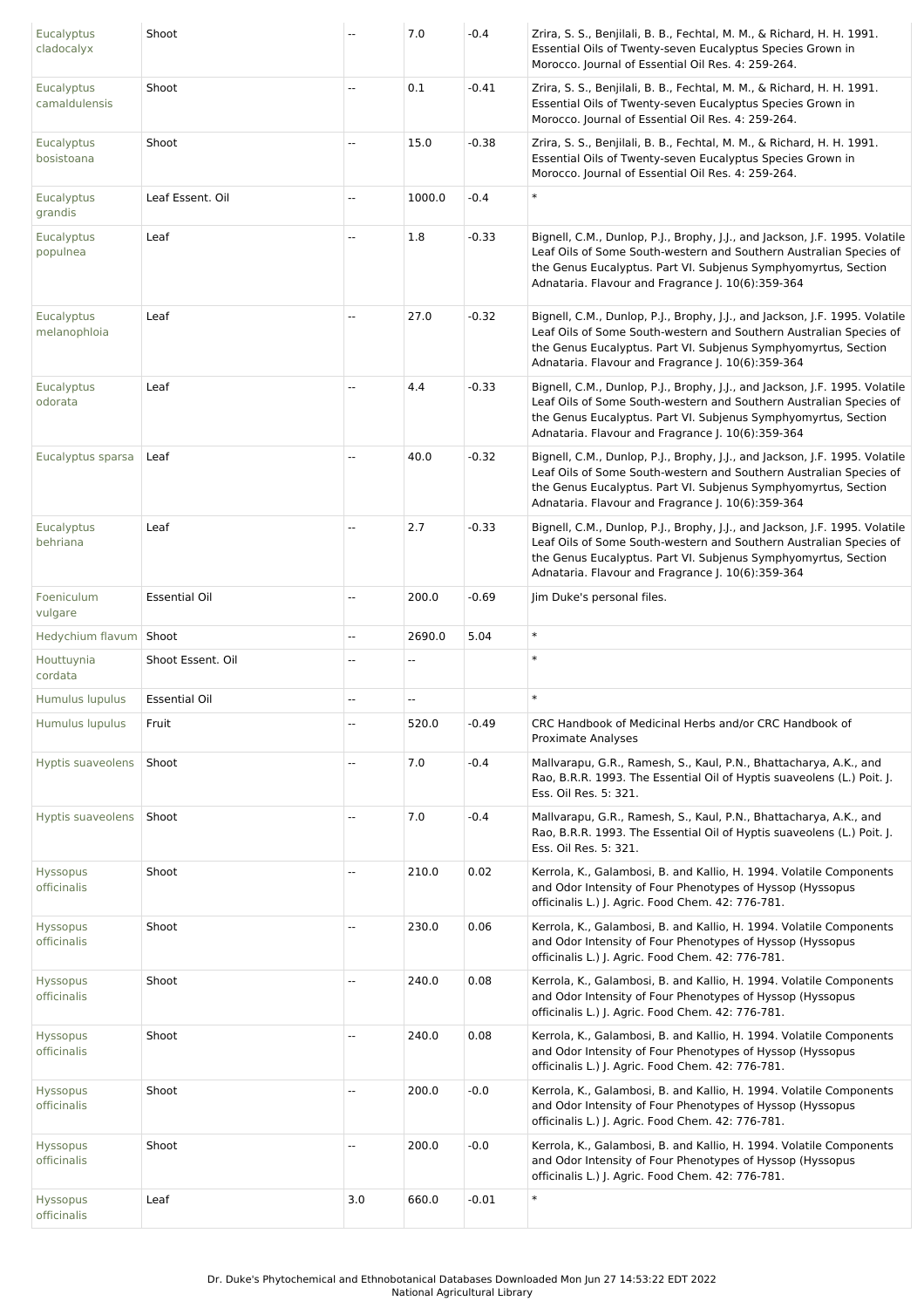| | | | | | |
|---|---|---|---|---|---|
| Eucalyptus cladocalyx | Shoot | -- | 7.0 | -0.4 | Zrira, S. S., Benjilali, B. B., Fechtal, M. M., & Richard, H. H. 1991. Essential Oils of Twenty-seven Eucalyptus Species Grown in Morocco. Journal of Essential Oil Res. 4: 259-264. |
| Eucalyptus camaldulensis | Shoot | -- | 0.1 | -0.41 | Zrira, S. S., Benjilali, B. B., Fechtal, M. M., & Richard, H. H. 1991. Essential Oils of Twenty-seven Eucalyptus Species Grown in Morocco. Journal of Essential Oil Res. 4: 259-264. |
| Eucalyptus bosistoana | Shoot | -- | 15.0 | -0.38 | Zrira, S. S., Benjilali, B. B., Fechtal, M. M., & Richard, H. H. 1991. Essential Oils of Twenty-seven Eucalyptus Species Grown in Morocco. Journal of Essential Oil Res. 4: 259-264. |
| Eucalyptus grandis | Leaf Essent. Oil | -- | 1000.0 | -0.4 | * |
| Eucalyptus populnea | Leaf | -- | 1.8 | -0.33 | Bignell, C.M., Dunlop, P.J., Brophy, J.J., and Jackson, J.F. 1995. Volatile Leaf Oils of Some South-western and Southern Australian Species of the Genus Eucalyptus. Part VI. Subjenus Symphyomyrtus, Section Adnataria. Flavour and Fragrance J. 10(6):359-364 |
| Eucalyptus melanophloia | Leaf | -- | 27.0 | -0.32 | Bignell, C.M., Dunlop, P.J., Brophy, J.J., and Jackson, J.F. 1995. Volatile Leaf Oils of Some South-western and Southern Australian Species of the Genus Eucalyptus. Part VI. Subjenus Symphyomyrtus, Section Adnataria. Flavour and Fragrance J. 10(6):359-364 |
| Eucalyptus odorata | Leaf | -- | 4.4 | -0.33 | Bignell, C.M., Dunlop, P.J., Brophy, J.J., and Jackson, J.F. 1995. Volatile Leaf Oils of Some South-western and Southern Australian Species of the Genus Eucalyptus. Part VI. Subjenus Symphyomyrtus, Section Adnataria. Flavour and Fragrance J. 10(6):359-364 |
| Eucalyptus sparsa | Leaf | -- | 40.0 | -0.32 | Bignell, C.M., Dunlop, P.J., Brophy, J.J., and Jackson, J.F. 1995. Volatile Leaf Oils of Some South-western and Southern Australian Species of the Genus Eucalyptus. Part VI. Subjenus Symphyomyrtus, Section Adnataria. Flavour and Fragrance J. 10(6):359-364 |
| Eucalyptus behriana | Leaf | -- | 2.7 | -0.33 | Bignell, C.M., Dunlop, P.J., Brophy, J.J., and Jackson, J.F. 1995. Volatile Leaf Oils of Some South-western and Southern Australian Species of the Genus Eucalyptus. Part VI. Subjenus Symphyomyrtus, Section Adnataria. Flavour and Fragrance J. 10(6):359-364 |
| Foeniculum vulgare | Essential Oil | -- | 200.0 | -0.69 | Jim Duke's personal files. |
| Hedychium flavum | Shoot | -- | 2690.0 | 5.04 | * |
| Houttuynia cordata | Shoot Essent. Oil | -- | -- | | * |
| Humulus lupulus | Essential Oil | -- | -- | | * |
| Humulus lupulus | Fruit | -- | 520.0 | -0.49 | CRC Handbook of Medicinal Herbs and/or CRC Handbook of Proximate Analyses |
| Hyptis suaveolens | Shoot | -- | 7.0 | -0.4 | Mallvarapu, G.R., Ramesh, S., Kaul, P.N., Bhattacharya, A.K., and Rao, B.R.R. 1993. The Essential Oil of Hyptis suaveolens (L.) Poit. J. Ess. Oil Res. 5: 321. |
| Hyptis suaveolens | Shoot | -- | 7.0 | -0.4 | Mallvarapu, G.R., Ramesh, S., Kaul, P.N., Bhattacharya, A.K., and Rao, B.R.R. 1993. The Essential Oil of Hyptis suaveolens (L.) Poit. J. Ess. Oil Res. 5: 321. |
| Hyssopus officinalis | Shoot | -- | 210.0 | 0.02 | Kerrola, K., Galambosi, B. and Kallio, H. 1994. Volatile Components and Odor Intensity of Four Phenotypes of Hyssop (Hyssopus officinalis L.) J. Agric. Food Chem. 42: 776-781. |
| Hyssopus officinalis | Shoot | -- | 230.0 | 0.06 | Kerrola, K., Galambosi, B. and Kallio, H. 1994. Volatile Components and Odor Intensity of Four Phenotypes of Hyssop (Hyssopus officinalis L.) J. Agric. Food Chem. 42: 776-781. |
| Hyssopus officinalis | Shoot | -- | 240.0 | 0.08 | Kerrola, K., Galambosi, B. and Kallio, H. 1994. Volatile Components and Odor Intensity of Four Phenotypes of Hyssop (Hyssopus officinalis L.) J. Agric. Food Chem. 42: 776-781. |
| Hyssopus officinalis | Shoot | -- | 240.0 | 0.08 | Kerrola, K., Galambosi, B. and Kallio, H. 1994. Volatile Components and Odor Intensity of Four Phenotypes of Hyssop (Hyssopus officinalis L.) J. Agric. Food Chem. 42: 776-781. |
| Hyssopus officinalis | Shoot | -- | 200.0 | -0.0 | Kerrola, K., Galambosi, B. and Kallio, H. 1994. Volatile Components and Odor Intensity of Four Phenotypes of Hyssop (Hyssopus officinalis L.) J. Agric. Food Chem. 42: 776-781. |
| Hyssopus officinalis | Shoot | -- | 200.0 | -0.0 | Kerrola, K., Galambosi, B. and Kallio, H. 1994. Volatile Components and Odor Intensity of Four Phenotypes of Hyssop (Hyssopus officinalis L.) J. Agric. Food Chem. 42: 776-781. |
| Hyssopus officinalis | Leaf | 3.0 | 660.0 | -0.01 | * |

Dr. Duke's Phytochemical and Ethnobotanical Databases Downloaded Mon Jun 27 14:53:22 EDT 2022
National Agricultural Library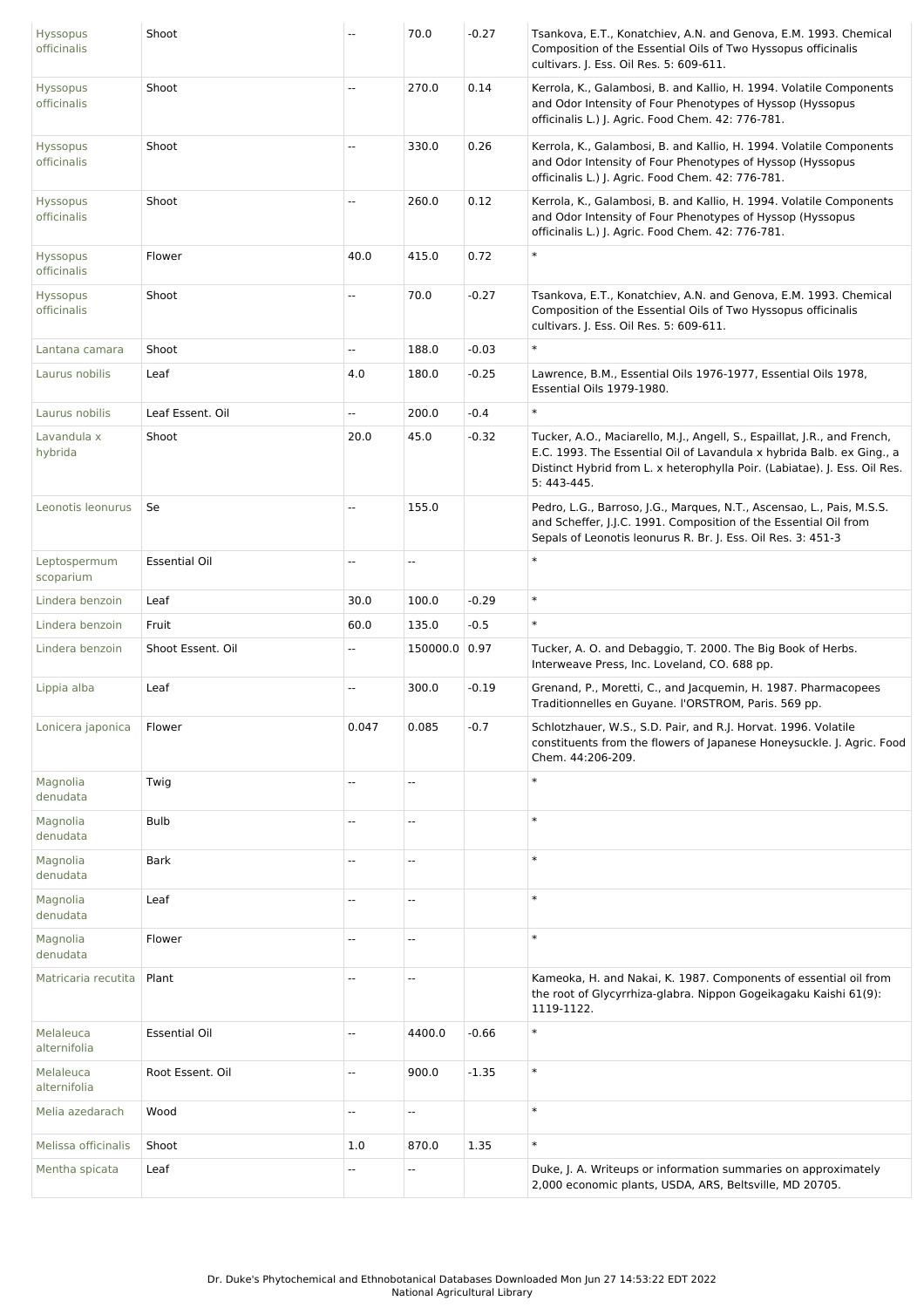| Hyssopus officinalis | Shoot | -- | 70.0 | -0.27 | Tsankova, E.T., Konatchiev, A.N. and Genova, E.M. 1993. Chemical Composition of the Essential Oils of Two Hyssopus officinalis cultivars. J. Ess. Oil Res. 5: 609-611. |
|---|---|---|---|---|---|
| Hyssopus officinalis | Shoot | -- | 270.0 | 0.14 | Kerrola, K., Galambosi, B. and Kallio, H. 1994. Volatile Components and Odor Intensity of Four Phenotypes of Hyssop (Hyssopus officinalis L.) J. Agric. Food Chem. 42: 776-781. |
| Hyssopus officinalis | Shoot | -- | 330.0 | 0.26 | Kerrola, K., Galambosi, B. and Kallio, H. 1994. Volatile Components and Odor Intensity of Four Phenotypes of Hyssop (Hyssopus officinalis L.) J. Agric. Food Chem. 42: 776-781. |
| Hyssopus officinalis | Shoot | -- | 260.0 | 0.12 | Kerrola, K., Galambosi, B. and Kallio, H. 1994. Volatile Components and Odor Intensity of Four Phenotypes of Hyssop (Hyssopus officinalis L.) J. Agric. Food Chem. 42: 776-781. |
| Hyssopus officinalis | Flower | 40.0 | 415.0 | 0.72 | * |
| Hyssopus officinalis | Shoot | -- | 70.0 | -0.27 | Tsankova, E.T., Konatchiev, A.N. and Genova, E.M. 1993. Chemical Composition of the Essential Oils of Two Hyssopus officinalis cultivars. J. Ess. Oil Res. 5: 609-611. |
| Lantana camara | Shoot | -- | 188.0 | -0.03 | * |
| Laurus nobilis | Leaf | 4.0 | 180.0 | -0.25 | Lawrence, B.M., Essential Oils 1976-1977, Essential Oils 1978, Essential Oils 1979-1980. |
| Laurus nobilis | Leaf Essent. Oil | -- | 200.0 | -0.4 | * |
| Lavandula x hybrida | Shoot | 20.0 | 45.0 | -0.32 | Tucker, A.O., Maciarello, M.J., Angell, S., Espaillat, J.R., and French, E.C. 1993. The Essential Oil of Lavandula x hybrida Balb. ex Ging., a Distinct Hybrid from L. x heterophylla Poir. (Labiatae). J. Ess. Oil Res. 5: 443-445. |
| Leonotis leonurus | Se | -- | 155.0 | | Pedro, L.G., Barroso, J.G., Marques, N.T., Ascensao, L., Pais, M.S.S. and Scheffer, J.J.C. 1991. Composition of the Essential Oil from Sepals of Leonotis leonurus R. Br. J. Ess. Oil Res. 3: 451-3 |
| Leptospermum scoparium | Essential Oil | -- | -- | | * |
| Lindera benzoin | Leaf | 30.0 | 100.0 | -0.29 | * |
| Lindera benzoin | Fruit | 60.0 | 135.0 | -0.5 | * |
| Lindera benzoin | Shoot Essent. Oil | -- | 150000.0 | 0.97 | Tucker, A. O. and Debaggio, T. 2000. The Big Book of Herbs. Interweave Press, Inc. Loveland, CO. 688 pp. |
| Lippia alba | Leaf | -- | 300.0 | -0.19 | Grenand, P., Moretti, C., and Jacquemin, H. 1987. Pharmacopees Traditionnelles en Guyane. l'ORSTROM, Paris. 569 pp. |
| Lonicera japonica | Flower | 0.047 | 0.085 | -0.7 | Schlotzhauer, W.S., S.D. Pair, and R.J. Horvat. 1996. Volatile constituents from the flowers of Japanese Honeysuckle. J. Agric. Food Chem. 44:206-209. |
| Magnolia denudata | Twig | -- | -- | | * |
| Magnolia denudata | Bulb | -- | -- | | * |
| Magnolia denudata | Bark | -- | -- | | * |
| Magnolia denudata | Leaf | -- | -- | | * |
| Magnolia denudata | Flower | -- | -- | | * |
| Matricaria recutita | Plant | -- | -- | | Kameoka, H. and Nakai, K. 1987. Components of essential oil from the root of Glycyrrhiza-glabra. Nippon Gogeikagaku Kaishi 61(9): 1119-1122. |
| Melaleuca alternifolia | Essential Oil | -- | 4400.0 | -0.66 | * |
| Melaleuca alternifolia | Root Essent. Oil | -- | 900.0 | -1.35 | * |
| Melia azedarach | Wood | -- | -- | | * |
| Melissa officinalis | Shoot | 1.0 | 870.0 | 1.35 | * |
| Mentha spicata | Leaf | -- | -- | | Duke, J. A. Writeups or information summaries on approximately 2,000 economic plants, USDA, ARS, Beltsville, MD 20705. |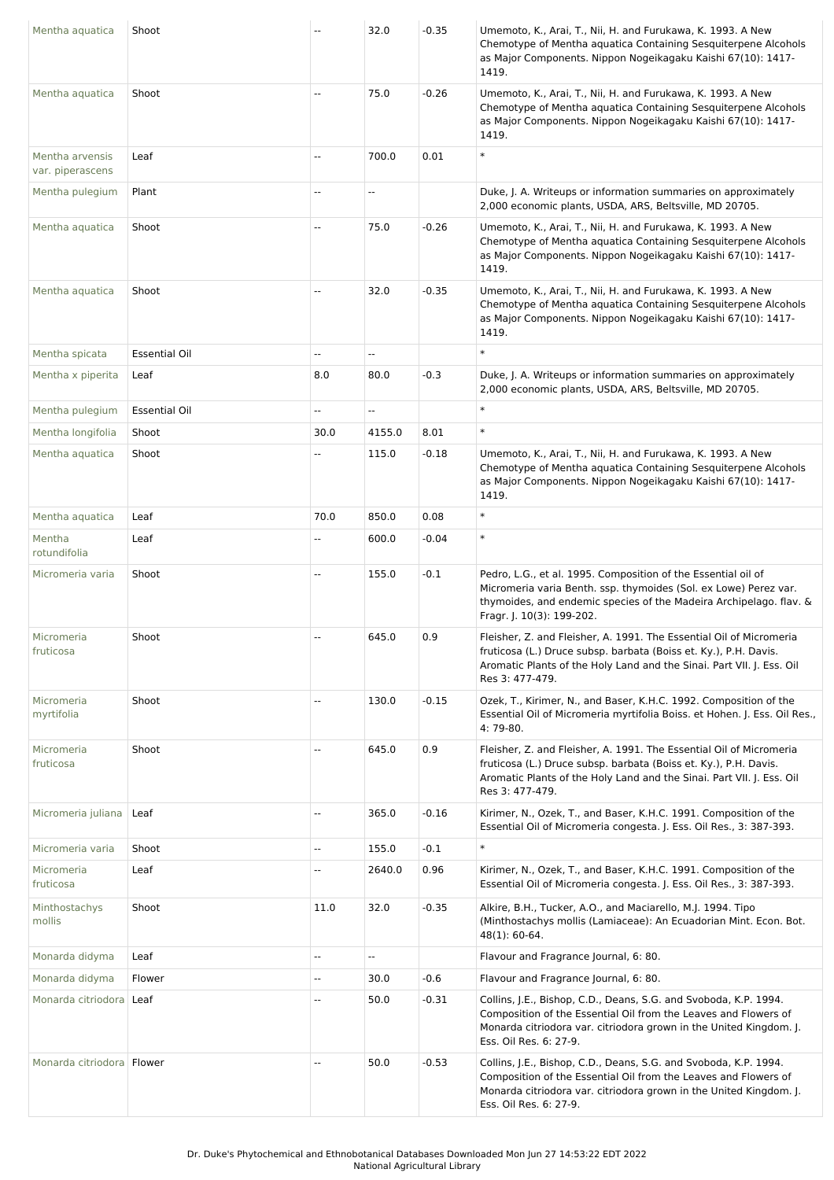| Mentha aquatica | Shoot | -- | 32.0 | -0.35 | Umemoto, K., Arai, T., Nii, H. and Furukawa, K. 1993. A New Chemotype of Mentha aquatica Containing Sesquiterpene Alcohols as Major Components. Nippon Nogeikagaku Kaishi 67(10): 1417-1419. |
|---|---|---|---|---|---|
| Mentha aquatica | Shoot | -- | 75.0 | -0.26 | Umemoto, K., Arai, T., Nii, H. and Furukawa, K. 1993. A New Chemotype of Mentha aquatica Containing Sesquiterpene Alcohols as Major Components. Nippon Nogeikagaku Kaishi 67(10): 1417-1419. |
| Mentha arvensis var. piperascens | Leaf | -- | 700.0 | 0.01 | * |
| Mentha pulegium | Plant | -- | -- | | Duke, J. A. Writeups or information summaries on approximately 2,000 economic plants, USDA, ARS, Beltsville, MD 20705. |
| Mentha aquatica | Shoot | -- | 75.0 | -0.26 | Umemoto, K., Arai, T., Nii, H. and Furukawa, K. 1993. A New Chemotype of Mentha aquatica Containing Sesquiterpene Alcohols as Major Components. Nippon Nogeikagaku Kaishi 67(10): 1417-1419. |
| Mentha aquatica | Shoot | -- | 32.0 | -0.35 | Umemoto, K., Arai, T., Nii, H. and Furukawa, K. 1993. A New Chemotype of Mentha aquatica Containing Sesquiterpene Alcohols as Major Components. Nippon Nogeikagaku Kaishi 67(10): 1417-1419. |
| Mentha spicata | Essential Oil | -- | -- | | * |
| Mentha x piperita | Leaf | 8.0 | 80.0 | -0.3 | Duke, J. A. Writeups or information summaries on approximately 2,000 economic plants, USDA, ARS, Beltsville, MD 20705. |
| Mentha pulegium | Essential Oil | -- | -- | | * |
| Mentha longifolia | Shoot | 30.0 | 4155.0 | 8.01 | * |
| Mentha aquatica | Shoot | -- | 115.0 | -0.18 | Umemoto, K., Arai, T., Nii, H. and Furukawa, K. 1993. A New Chemotype of Mentha aquatica Containing Sesquiterpene Alcohols as Major Components. Nippon Nogeikagaku Kaishi 67(10): 1417-1419. |
| Mentha aquatica | Leaf | 70.0 | 850.0 | 0.08 | * |
| Mentha rotundifolia | Leaf | -- | 600.0 | -0.04 | * |
| Micromeria varia | Shoot | -- | 155.0 | -0.1 | Pedro, L.G., et al. 1995. Composition of the Essential oil of Micromeria varia Benth. ssp. thymoides (Sol. ex Lowe) Perez var. thymoides, and endemic species of the Madeira Archipelago. flav. & Fragr. J. 10(3): 199-202. |
| Micromeria fruticosa | Shoot | -- | 645.0 | 0.9 | Fleisher, Z. and Fleisher, A. 1991. The Essential Oil of Micromeria fruticosa (L.) Druce subsp. barbata (Boiss et. Ky.), P.H. Davis. Aromatic Plants of the Holy Land and the Sinai. Part VII. J. Ess. Oil Res 3: 477-479. |
| Micromeria myrtifolia | Shoot | -- | 130.0 | -0.15 | Ozek, T., Kirimer, N., and Baser, K.H.C. 1992. Composition of the Essential Oil of Micromeria myrtifolia Boiss. et Hohen. J. Ess. Oil Res., 4: 79-80. |
| Micromeria fruticosa | Shoot | -- | 645.0 | 0.9 | Fleisher, Z. and Fleisher, A. 1991. The Essential Oil of Micromeria fruticosa (L.) Druce subsp. barbata (Boiss et. Ky.), P.H. Davis. Aromatic Plants of the Holy Land and the Sinai. Part VII. J. Ess. Oil Res 3: 477-479. |
| Micromeria juliana | Leaf | -- | 365.0 | -0.16 | Kirimer, N., Ozek, T., and Baser, K.H.C. 1991. Composition of the Essential Oil of Micromeria congesta. J. Ess. Oil Res., 3: 387-393. |
| Micromeria varia | Shoot | -- | 155.0 | -0.1 | * |
| Micromeria fruticosa | Leaf | -- | 2640.0 | 0.96 | Kirimer, N., Ozek, T., and Baser, K.H.C. 1991. Composition of the Essential Oil of Micromeria congesta. J. Ess. Oil Res., 3: 387-393. |
| Minthostachys mollis | Shoot | 11.0 | 32.0 | -0.35 | Alkire, B.H., Tucker, A.O., and Maciarello, M.J. 1994. Tipo (Minthostachys mollis (Lamiaceae): An Ecuadorian Mint. Econ. Bot. 48(1): 60-64. |
| Monarda didyma | Leaf | -- | -- | | Flavour and Fragrance Journal, 6: 80. |
| Monarda didyma | Flower | -- | 30.0 | -0.6 | Flavour and Fragrance Journal, 6: 80. |
| Monarda citriodora | Leaf | -- | 50.0 | -0.31 | Collins, J.E., Bishop, C.D., Deans, S.G. and Svoboda, K.P. 1994. Composition of the Essential Oil from the Leaves and Flowers of Monarda citriodora var. citriodora grown in the United Kingdom. J. Ess. Oil Res. 6: 27-9. |
| Monarda citriodora | Flower | -- | 50.0 | -0.53 | Collins, J.E., Bishop, C.D., Deans, S.G. and Svoboda, K.P. 1994. Composition of the Essential Oil from the Leaves and Flowers of Monarda citriodora var. citriodora grown in the United Kingdom. J. Ess. Oil Res. 6: 27-9. |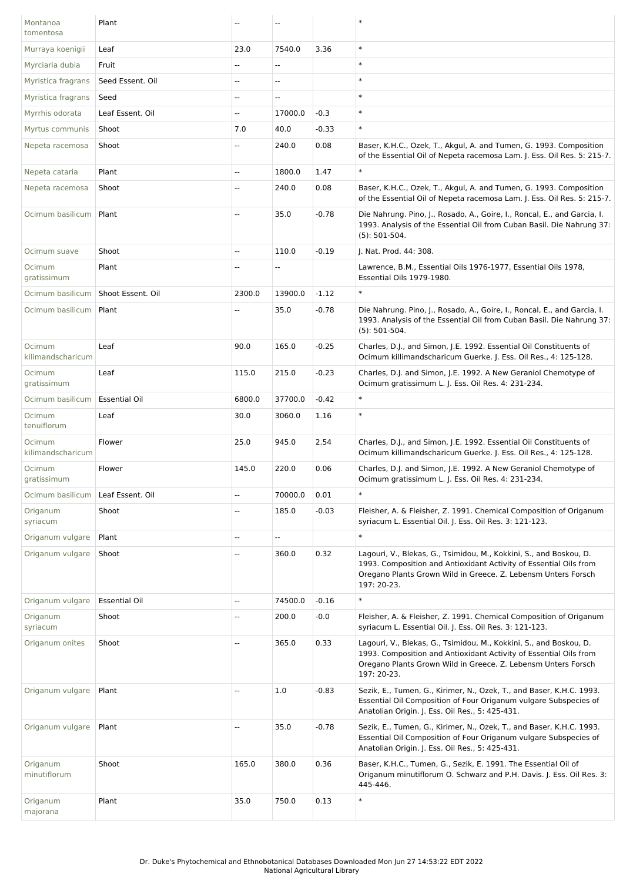| | | | | | |
|---|---|---|---|---|---|
| Montanoa tomentosa | Plant | -- | -- | | * |
| Murraya koenigii | Leaf | 23.0 | 7540.0 | 3.36 | * |
| Myrciaria dubia | Fruit | -- | -- | | * |
| Myristica fragrans | Seed Essent. Oil | -- | -- | | * |
| Myristica fragrans | Seed | -- | -- | | * |
| Myrrhis odorata | Leaf Essent. Oil | -- | 17000.0 | -0.3 | * |
| Myrtus communis | Shoot | 7.0 | 40.0 | -0.33 | * |
| Nepeta racemosa | Shoot | -- | 240.0 | 0.08 | Baser, K.H.C., Ozek, T., Akgul, A. and Tumen, G. 1993. Composition of the Essential Oil of Nepeta racemosa Lam. J. Ess. Oil Res. 5: 215-7. |
| Nepeta cataria | Plant | -- | 1800.0 | 1.47 | * |
| Nepeta racemosa | Shoot | -- | 240.0 | 0.08 | Baser, K.H.C., Ozek, T., Akgul, A. and Tumen, G. 1993. Composition of the Essential Oil of Nepeta racemosa Lam. J. Ess. Oil Res. 5: 215-7. |
| Ocimum basilicum | Plant | -- | 35.0 | -0.78 | Die Nahrung. Pino, J., Rosado, A., Goire, I., Roncal, E., and Garcia, I. 1993. Analysis of the Essential Oil from Cuban Basil. Die Nahrung 37: (5): 501-504. |
| Ocimum suave | Shoot | -- | 110.0 | -0.19 | J. Nat. Prod. 44: 308. |
| Ocimum gratissimum | Plant | -- | -- | | Lawrence, B.M., Essential Oils 1976-1977, Essential Oils 1978, Essential Oils 1979-1980. |
| Ocimum basilicum | Shoot Essent. Oil | 2300.0 | 13900.0 | -1.12 | * |
| Ocimum basilicum | Plant | -- | 35.0 | -0.78 | Die Nahrung. Pino, J., Rosado, A., Goire, I., Roncal, E., and Garcia, I. 1993. Analysis of the Essential Oil from Cuban Basil. Die Nahrung 37: (5): 501-504. |
| Ocimum kilimandscharicum | Leaf | 90.0 | 165.0 | -0.25 | Charles, D.J., and Simon, J.E. 1992. Essential Oil Constituents of Ocimum killimandscharicum Guerke. J. Ess. Oil Res., 4: 125-128. |
| Ocimum gratissimum | Leaf | 115.0 | 215.0 | -0.23 | Charles, D.J. and Simon, J.E. 1992. A New Geraniol Chemotype of Ocimum gratissimum L. J. Ess. Oil Res. 4: 231-234. |
| Ocimum basilicum | Essential Oil | 6800.0 | 37700.0 | -0.42 | * |
| Ocimum tenuiflorum | Leaf | 30.0 | 3060.0 | 1.16 | * |
| Ocimum kilimandscharicum | Flower | 25.0 | 945.0 | 2.54 | Charles, D.J., and Simon, J.E. 1992. Essential Oil Constituents of Ocimum killimandscharicum Guerke. J. Ess. Oil Res., 4: 125-128. |
| Ocimum gratissimum | Flower | 145.0 | 220.0 | 0.06 | Charles, D.J. and Simon, J.E. 1992. A New Geraniol Chemotype of Ocimum gratissimum L. J. Ess. Oil Res. 4: 231-234. |
| Ocimum basilicum | Leaf Essent. Oil | -- | 70000.0 | 0.01 | * |
| Origanum syriacum | Shoot | -- | 185.0 | -0.03 | Fleisher, A. & Fleisher, Z. 1991. Chemical Composition of Origanum syriacum L. Essential Oil. J. Ess. Oil Res. 3: 121-123. |
| Origanum vulgare | Plant | -- | -- | | * |
| Origanum vulgare | Shoot | -- | 360.0 | 0.32 | Lagouri, V., Blekas, G., Tsimidou, M., Kokkini, S., and Boskou, D. 1993. Composition and Antioxidant Activity of Essential Oils from Oregano Plants Grown Wild in Greece. Z. Lebensm Unters Forsch 197: 20-23. |
| Origanum vulgare | Essential Oil | -- | 74500.0 | -0.16 | * |
| Origanum syriacum | Shoot | -- | 200.0 | -0.0 | Fleisher, A. & Fleisher, Z. 1991. Chemical Composition of Origanum syriacum L. Essential Oil. J. Ess. Oil Res. 3: 121-123. |
| Origanum onites | Shoot | -- | 365.0 | 0.33 | Lagouri, V., Blekas, G., Tsimidou, M., Kokkini, S., and Boskou, D. 1993. Composition and Antioxidant Activity of Essential Oils from Oregano Plants Grown Wild in Greece. Z. Lebensm Unters Forsch 197: 20-23. |
| Origanum vulgare | Plant | -- | 1.0 | -0.83 | Sezik, E., Tumen, G., Kirimer, N., Ozek, T., and Baser, K.H.C. 1993. Essential Oil Composition of Four Origanum vulgare Subspecies of Anatolian Origin. J. Ess. Oil Res., 5: 425-431. |
| Origanum vulgare | Plant | -- | 35.0 | -0.78 | Sezik, E., Tumen, G., Kirimer, N., Ozek, T., and Baser, K.H.C. 1993. Essential Oil Composition of Four Origanum vulgare Subspecies of Anatolian Origin. J. Ess. Oil Res., 5: 425-431. |
| Origanum minutiflorum | Shoot | 165.0 | 380.0 | 0.36 | Baser, K.H.C., Tumen, G., Sezik, E. 1991. The Essential Oil of Origanum minutiflorum O. Schwarz and P.H. Davis. J. Ess. Oil Res. 3: 445-446. |
| Origanum majorana | Plant | 35.0 | 750.0 | 0.13 | * |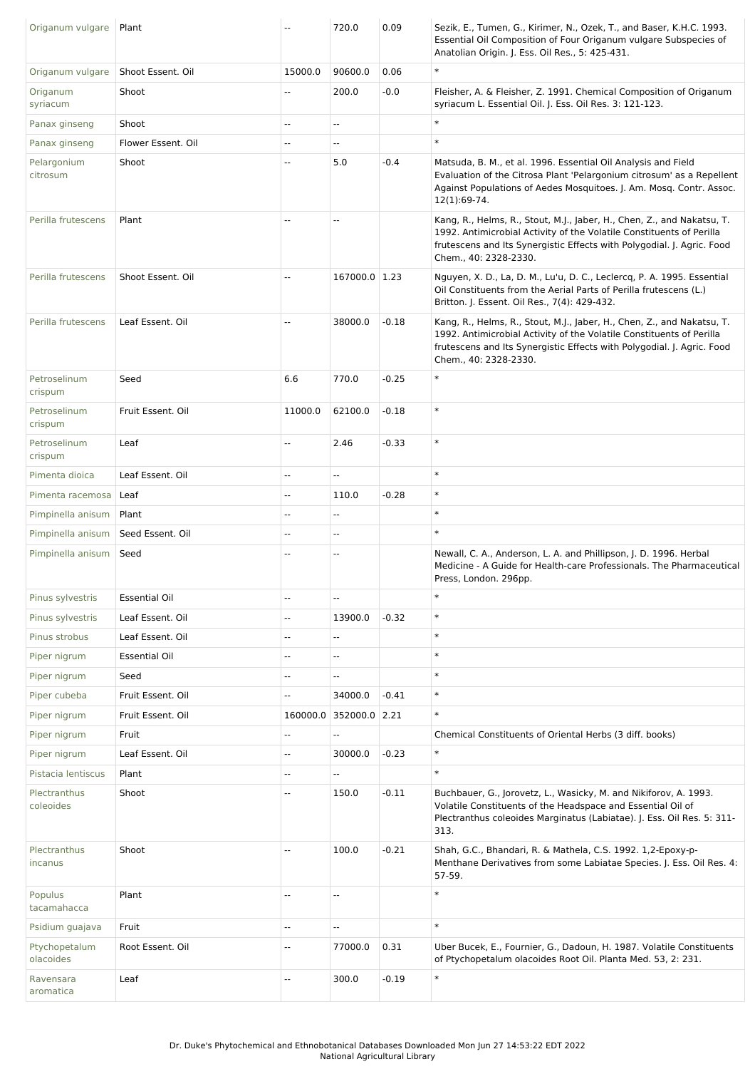| Origanum vulgare | Plant | -- | 720.0 | 0.09 | Sezik, E., Tumen, G., Kirimer, N., Ozek, T., and Baser, K.H.C. 1993. Essential Oil Composition of Four Origanum vulgare Subspecies of Anatolian Origin. J. Ess. Oil Res., 5: 425-431. |
|---|---|---|---|---|---|
| Origanum vulgare | Shoot Essent. Oil | 15000.0 | 90600.0 | 0.06 | * |
| Origanum syriacum | Shoot | -- | 200.0 | -0.0 | Fleisher, A. & Fleisher, Z. 1991. Chemical Composition of Origanum syriacum L. Essential Oil. J. Ess. Oil Res. 3: 121-123. |
| Panax ginseng | Shoot | -- | -- | | * |
| Panax ginseng | Flower Essent. Oil | -- | -- | | * |
| Pelargonium citrosum | Shoot | -- | 5.0 | -0.4 | Matsuda, B. M., et al. 1996. Essential Oil Analysis and Field Evaluation of the Citrosa Plant 'Pelargonium citrosum' as a Repellent Against Populations of Aedes Mosquitoes. J. Am. Mosq. Contr. Assoc. 12(1):69-74. |
| Perilla frutescens | Plant | -- | -- | | Kang, R., Helms, R., Stout, M.J., Jaber, H., Chen, Z., and Nakatsu, T. 1992. Antimicrobial Activity of the Volatile Constituents of Perilla frutescens and Its Synergistic Effects with Polygodial. J. Agric. Food Chem., 40: 2328-2330. |
| Perilla frutescens | Shoot Essent. Oil | -- | 167000.0 | 1.23 | Nguyen, X. D., La, D. M., Lu'u, D. C., Leclercq, P. A. 1995. Essential Oil Constituents from the Aerial Parts of Perilla frutescens (L.) Britton. J. Essent. Oil Res., 7(4): 429-432. |
| Perilla frutescens | Leaf Essent. Oil | -- | 38000.0 | -0.18 | Kang, R., Helms, R., Stout, M.J., Jaber, H., Chen, Z., and Nakatsu, T. 1992. Antimicrobial Activity of the Volatile Constituents of Perilla frutescens and Its Synergistic Effects with Polygodial. J. Agric. Food Chem., 40: 2328-2330. |
| Petroselinum crispum | Seed | 6.6 | 770.0 | -0.25 | * |
| Petroselinum crispum | Fruit Essent. Oil | 11000.0 | 62100.0 | -0.18 | * |
| Petroselinum crispum | Leaf | -- | 2.46 | -0.33 | * |
| Pimenta dioica | Leaf Essent. Oil | -- | -- | | * |
| Pimenta racemosa | Leaf | -- | 110.0 | -0.28 | * |
| Pimpinella anisum | Plant | -- | -- | | * |
| Pimpinella anisum | Seed Essent. Oil | -- | -- | | * |
| Pimpinella anisum | Seed | -- | -- | | Newall, C. A., Anderson, L. A. and Phillipson, J. D. 1996. Herbal Medicine - A Guide for Health-care Professionals. The Pharmaceutical Press, London. 296pp. |
| Pinus sylvestris | Essential Oil | -- | -- | | * |
| Pinus sylvestris | Leaf Essent. Oil | -- | 13900.0 | -0.32 | * |
| Pinus strobus | Leaf Essent. Oil | -- | -- | | * |
| Piper nigrum | Essential Oil | -- | -- | | * |
| Piper nigrum | Seed | -- | -- | | * |
| Piper cubeba | Fruit Essent. Oil | -- | 34000.0 | -0.41 | * |
| Piper nigrum | Fruit Essent. Oil | 160000.0 | 352000.0 | 2.21 | * |
| Piper nigrum | Fruit | -- | -- | | Chemical Constituents of Oriental Herbs (3 diff. books) |
| Piper nigrum | Leaf Essent. Oil | -- | 30000.0 | -0.23 | * |
| Pistacia lentiscus | Plant | -- | -- | | * |
| Plectranthus coleoides | Shoot | -- | 150.0 | -0.11 | Buchbauer, G., Jorovetz, L., Wasicky, M. and Nikiforov, A. 1993. Volatile Constituents of the Headspace and Essential Oil of Plectranthus coleoides Marginatus (Labiatae). J. Ess. Oil Res. 5: 311-313. |
| Plectranthus incanus | Shoot | -- | 100.0 | -0.21 | Shah, G.C., Bhandari, R. & Mathela, C.S. 1992. 1,2-Epoxy-p-Menthane Derivatives from some Labiatae Species. J. Ess. Oil Res. 4: 57-59. |
| Populus tacamahacca | Plant | -- | -- | | * |
| Psidium guajava | Fruit | -- | -- | | * |
| Ptychopetalum olacoides | Root Essent. Oil | -- | 77000.0 | 0.31 | Uber Bucek, E., Fournier, G., Dadoun, H. 1987. Volatile Constituents of Ptychopetalum olacoides Root Oil. Planta Med. 53, 2: 231. |
| Ravensara aromatica | Leaf | -- | 300.0 | -0.19 | * |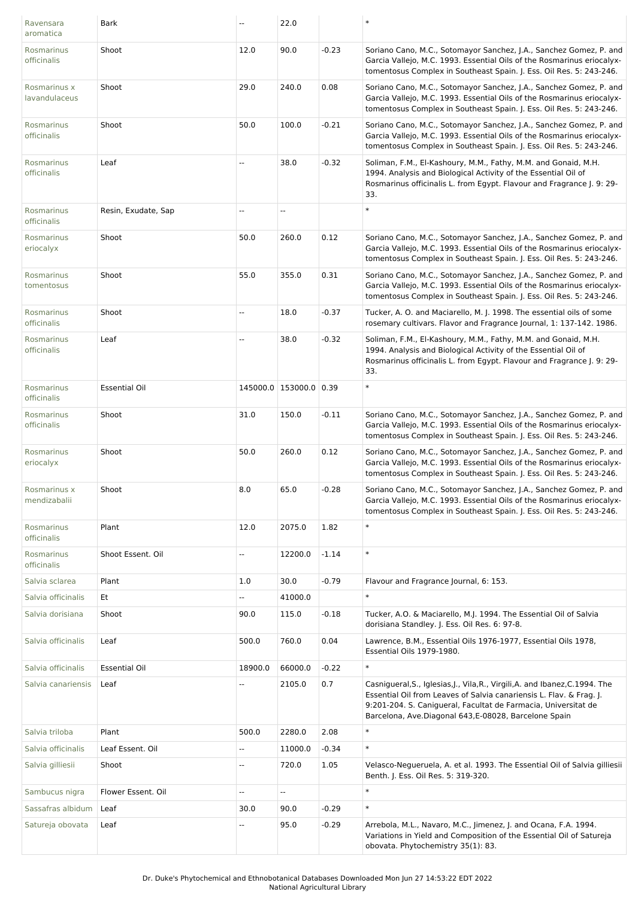| | | | | | |
|---|---|---|---|---|---|
| Ravensara aromatica | Bark | -- | 22.0 | | * |
| Rosmarinus officinalis | Shoot | 12.0 | 90.0 | -0.23 | Soriano Cano, M.C., Sotomayor Sanchez, J.A., Sanchez Gomez, P. and Garcia Vallejo, M.C. 1993. Essential Oils of the Rosmarinus eriocalyx-tomentosus Complex in Southeast Spain. J. Ess. Oil Res. 5: 243-246. |
| Rosmarinus x lavandulaceus | Shoot | 29.0 | 240.0 | 0.08 | Soriano Cano, M.C., Sotomayor Sanchez, J.A., Sanchez Gomez, P. and Garcia Vallejo, M.C. 1993. Essential Oils of the Rosmarinus eriocalyx-tomentosus Complex in Southeast Spain. J. Ess. Oil Res. 5: 243-246. |
| Rosmarinus officinalis | Shoot | 50.0 | 100.0 | -0.21 | Soriano Cano, M.C., Sotomayor Sanchez, J.A., Sanchez Gomez, P. and Garcia Vallejo, M.C. 1993. Essential Oils of the Rosmarinus eriocalyx-tomentosus Complex in Southeast Spain. J. Ess. Oil Res. 5: 243-246. |
| Rosmarinus officinalis | Leaf | -- | 38.0 | -0.32 | Soliman, F.M., El-Kashoury, M.M., Fathy, M.M. and Gonaid, M.H. 1994. Analysis and Biological Activity of the Essential Oil of Rosmarinus officinalis L. from Egypt. Flavour and Fragrance J. 9: 29-33. |
| Rosmarinus officinalis | Resin, Exudate, Sap | -- | -- | | * |
| Rosmarinus eriocalyx | Shoot | 50.0 | 260.0 | 0.12 | Soriano Cano, M.C., Sotomayor Sanchez, J.A., Sanchez Gomez, P. and Garcia Vallejo, M.C. 1993. Essential Oils of the Rosmarinus eriocalyx-tomentosus Complex in Southeast Spain. J. Ess. Oil Res. 5: 243-246. |
| Rosmarinus tomentosus | Shoot | 55.0 | 355.0 | 0.31 | Soriano Cano, M.C., Sotomayor Sanchez, J.A., Sanchez Gomez, P. and Garcia Vallejo, M.C. 1993. Essential Oils of the Rosmarinus eriocalyx-tomentosus Complex in Southeast Spain. J. Ess. Oil Res. 5: 243-246. |
| Rosmarinus officinalis | Shoot | -- | 18.0 | -0.37 | Tucker, A. O. and Maciarello, M. J. 1998. The essential oils of some rosemary cultivars. Flavor and Fragrance Journal, 1: 137-142. 1986. |
| Rosmarinus officinalis | Leaf | -- | 38.0 | -0.32 | Soliman, F.M., El-Kashoury, M.M., Fathy, M.M. and Gonaid, M.H. 1994. Analysis and Biological Activity of the Essential Oil of Rosmarinus officinalis L. from Egypt. Flavour and Fragrance J. 9: 29-33. |
| Rosmarinus officinalis | Essential Oil | 145000.0 | 153000.0 | 0.39 | * |
| Rosmarinus officinalis | Shoot | 31.0 | 150.0 | -0.11 | Soriano Cano, M.C., Sotomayor Sanchez, J.A., Sanchez Gomez, P. and Garcia Vallejo, M.C. 1993. Essential Oils of the Rosmarinus eriocalyx-tomentosus Complex in Southeast Spain. J. Ess. Oil Res. 5: 243-246. |
| Rosmarinus eriocalyx | Shoot | 50.0 | 260.0 | 0.12 | Soriano Cano, M.C., Sotomayor Sanchez, J.A., Sanchez Gomez, P. and Garcia Vallejo, M.C. 1993. Essential Oils of the Rosmarinus eriocalyx-tomentosus Complex in Southeast Spain. J. Ess. Oil Res. 5: 243-246. |
| Rosmarinus x mendizabalii | Shoot | 8.0 | 65.0 | -0.28 | Soriano Cano, M.C., Sotomayor Sanchez, J.A., Sanchez Gomez, P. and Garcia Vallejo, M.C. 1993. Essential Oils of the Rosmarinus eriocalyx-tomentosus Complex in Southeast Spain. J. Ess. Oil Res. 5: 243-246. |
| Rosmarinus officinalis | Plant | 12.0 | 2075.0 | 1.82 | * |
| Rosmarinus officinalis | Shoot Essent. Oil | -- | 12200.0 | -1.14 | * |
| Salvia sclarea | Plant | 1.0 | 30.0 | -0.79 | Flavour and Fragrance Journal, 6: 153. |
| Salvia officinalis | Et | -- | 41000.0 | | * |
| Salvia dorisiana | Shoot | 90.0 | 115.0 | -0.18 | Tucker, A.O. & Maciarello, M.J. 1994. The Essential Oil of Salvia dorisiana Standley. J. Ess. Oil Res. 6: 97-8. |
| Salvia officinalis | Leaf | 500.0 | 760.0 | 0.04 | Lawrence, B.M., Essential Oils 1976-1977, Essential Oils 1978, Essential Oils 1979-1980. |
| Salvia officinalis | Essential Oil | 18900.0 | 66000.0 | -0.22 | * |
| Salvia canariensis | Leaf | -- | 2105.0 | 0.7 | Casnigueral,S., Iglesias,J., Vila,R., Virgili,A. and Ibanez,C.1994. The Essential Oil from Leaves of Salvia canariensis L. Flav. & Frag. J. 9:201-204. S. Canigueral, Facultat de Farmacia, Universitat de Barcelona, Ave.Diagonal 643,E-08028, Barcelone Spain |
| Salvia triloba | Plant | 500.0 | 2280.0 | 2.08 | * |
| Salvia officinalis | Leaf Essent. Oil | -- | 11000.0 | -0.34 | * |
| Salvia gilliesii | Shoot | -- | 720.0 | 1.05 | Velasco-Negueruela, A. et al. 1993. The Essential Oil of Salvia gilliesii Benth. J. Ess. Oil Res. 5: 319-320. |
| Sambucus nigra | Flower Essent. Oil | -- | -- | | * |
| Sassafras albidum | Leaf | 30.0 | 90.0 | -0.29 | * |
| Satureja obovata | Leaf | -- | 95.0 | -0.29 | Arrebola, M.L., Navaro, M.C., Jimenez, J. and Ocana, F.A. 1994. Variations in Yield and Composition of the Essential Oil of Satureja obovata. Phytochemistry 35(1): 83. |

Dr. Duke's Phytochemical and Ethnobotanical Databases Downloaded Mon Jun 27 14:53:22 EDT 2022
National Agricultural Library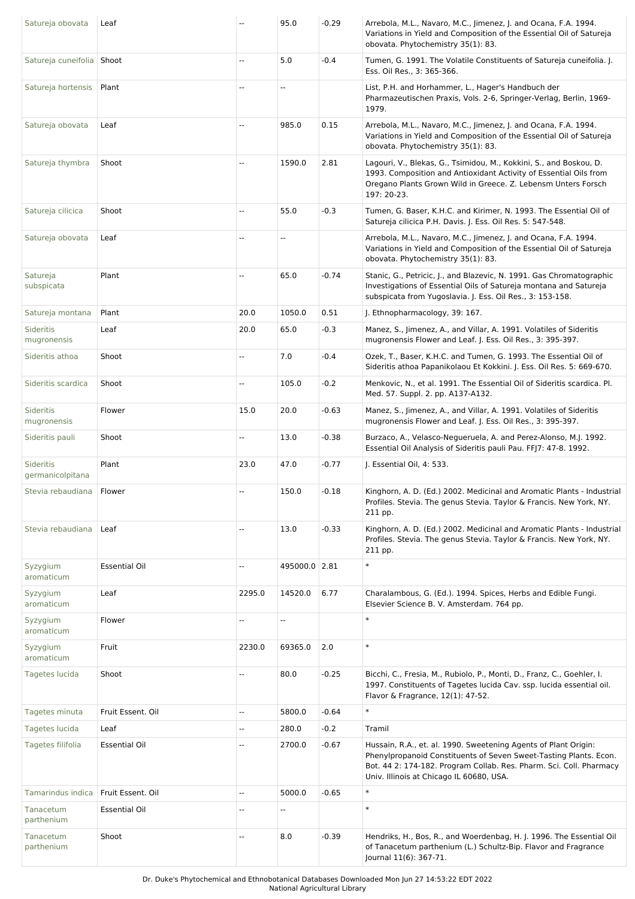| | | | | | |
|---|---|---|---|---|---|
| Satureja obovata | Leaf | -- | 95.0 | -0.29 | Arrebola, M.L., Navaro, M.C., Jimenez, J. and Ocana, F.A. 1994. Variations in Yield and Composition of the Essential Oil of Satureja obovata. Phytochemistry 35(1): 83. |
| Satureja cuneifolia | Shoot | -- | 5.0 | -0.4 | Tumen, G. 1991. The Volatile Constituents of Satureja cuneifolia. J. Ess. Oil Res., 3: 365-366. |
| Satureja hortensis | Plant | -- | -- | | List, P.H. and Horhammer, L., Hager's Handbuch der Pharmazeutischen Praxis, Vols. 2-6, Springer-Verlag, Berlin, 1969-1979. |
| Satureja obovata | Leaf | -- | 985.0 | 0.15 | Arrebola, M.L., Navaro, M.C., Jimenez, J. and Ocana, F.A. 1994. Variations in Yield and Composition of the Essential Oil of Satureja obovata. Phytochemistry 35(1): 83. |
| Satureja thymbra | Shoot | -- | 1590.0 | 2.81 | Lagouri, V., Blekas, G., Tsimidou, M., Kokkini, S., and Boskou, D. 1993. Composition and Antioxidant Activity of Essential Oils from Oregano Plants Grown Wild in Greece. Z. Lebensm Unters Forsch 197: 20-23. |
| Satureja cilicica | Shoot | -- | 55.0 | -0.3 | Tumen, G. Baser, K.H.C. and Kirimer, N. 1993. The Essential Oil of Satureja cilicica P.H. Davis. J. Ess. Oil Res. 5: 547-548. |
| Satureja obovata | Leaf | -- | -- | | Arrebola, M.L., Navaro, M.C., Jimenez, J. and Ocana, F.A. 1994. Variations in Yield and Composition of the Essential Oil of Satureja obovata. Phytochemistry 35(1): 83. |
| Satureja subspicata | Plant | -- | 65.0 | -0.74 | Stanic, G., Petricic, J., and Blazevic, N. 1991. Gas Chromatographic Investigations of Essential Oils of Satureja montana and Satureja subspicata from Yugoslavia. J. Ess. Oil Res., 3: 153-158. |
| Satureja montana | Plant | 20.0 | 1050.0 | 0.51 | J. Ethnopharmacology, 39: 167. |
| Sideritis mugronensis | Leaf | 20.0 | 65.0 | -0.3 | Manez, S., Jimenez, A., and Villar, A. 1991. Volatiles of Sideritis mugronensis Flower and Leaf. J. Ess. Oil Res., 3: 395-397. |
| Sideritis athoa | Shoot | -- | 7.0 | -0.4 | Ozek, T., Baser, K.H.C. and Tumen, G. 1993. The Essential Oil of Sideritis athoa Papanikolaou Et Kokkini. J. Ess. Oil Res. 5: 669-670. |
| Sideritis scardica | Shoot | -- | 105.0 | -0.2 | Menkovic, N., et al. 1991. The Essential Oil of Sideritis scardica. Pl. Med. 57. Suppl. 2. pp. A137-A132. |
| Sideritis mugronensis | Flower | 15.0 | 20.0 | -0.63 | Manez, S., Jimenez, A., and Villar, A. 1991. Volatiles of Sideritis mugronensis Flower and Leaf. J. Ess. Oil Res., 3: 395-397. |
| Sideritis pauli | Shoot | -- | 13.0 | -0.38 | Burzaco, A., Velasco-Negueruela, A. and Perez-Alonso, M.J. 1992. Essential Oil Analysis of Sideritis pauli Pau. FFJ7: 47-8. 1992. |
| Sideritis germanicolpitana | Plant | 23.0 | 47.0 | -0.77 | J. Essential Oil, 4: 533. |
| Stevia rebaudiana | Flower | -- | 150.0 | -0.18 | Kinghorn, A. D. (Ed.) 2002. Medicinal and Aromatic Plants - Industrial Profiles. Stevia. The genus Stevia. Taylor & Francis. New York, NY. 211 pp. |
| Stevia rebaudiana | Leaf | -- | 13.0 | -0.33 | Kinghorn, A. D. (Ed.) 2002. Medicinal and Aromatic Plants - Industrial Profiles. Stevia. The genus Stevia. Taylor & Francis. New York, NY. 211 pp. |
| Syzygium aromaticum | Essential Oil | -- | 495000.0 | 2.81 | * |
| Syzygium aromaticum | Leaf | 2295.0 | 14520.0 | 6.77 | Charalambous, G. (Ed.). 1994. Spices, Herbs and Edible Fungi. Elsevier Science B. V. Amsterdam. 764 pp. |
| Syzygium aromaticum | Flower | -- | -- | | * |
| Syzygium aromaticum | Fruit | 2230.0 | 69365.0 | 2.0 | * |
| Tagetes lucida | Shoot | -- | 80.0 | -0.25 | Bicchi, C., Fresia, M., Rubiolo, P., Monti, D., Franz, C., Goehler, I. 1997. Constituents of Tagetes lucida Cav. ssp. lucida essential oil. Flavor & Fragrance, 12(1): 47-52. |
| Tagetes minuta | Fruit Essent. Oil | -- | 5800.0 | -0.64 | * |
| Tagetes lucida | Leaf | -- | 280.0 | -0.2 | Tramil |
| Tagetes filifolia | Essential Oil | -- | 2700.0 | -0.67 | Hussain, R.A., et. al. 1990. Sweetening Agents of Plant Origin: Phenylpropanoid Constituents of Seven Sweet-Tasting Plants. Econ. Bot. 44 2: 174-182. Program Collab. Res. Pharm. Sci. Coll. Pharmacy Univ. Illinois at Chicago IL 60680, USA. |
| Tamarindus indica | Fruit Essent. Oil | -- | 5000.0 | -0.65 | * |
| Tanacetum parthenium | Essential Oil | -- | -- | | * |
| Tanacetum parthenium | Shoot | -- | 8.0 | -0.39 | Hendriks, H., Bos, R., and Woerdenbag, H. J. 1996. The Essential Oil of Tanacetum parthenium (L.) Schultz-Bip. Flavor and Fragrance Journal 11(6): 367-71. |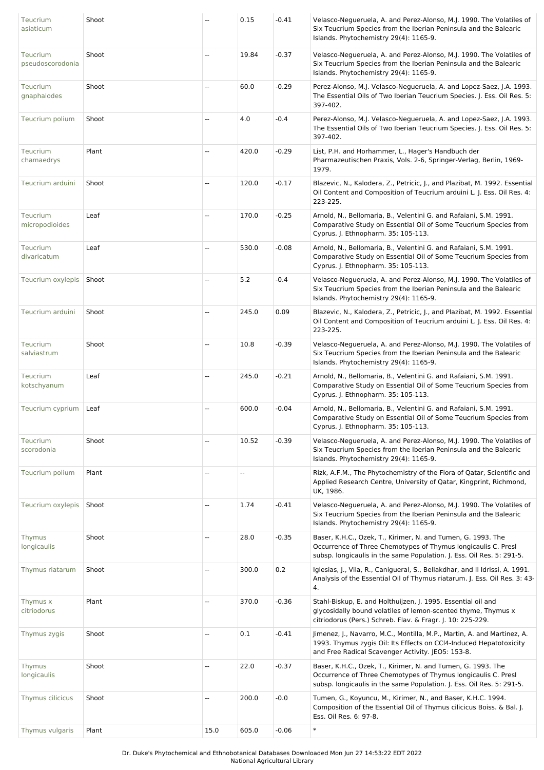| Teucrium asiaticum | Shoot | -- | 0.15 | -0.41 | Velasco-Negueruela, A. and Perez-Alonso, M.J. 1990. The Volatiles of Six Teucrium Species from the Iberian Peninsula and the Balearic Islands. Phytochemistry 29(4): 1165-9. |
|---|---|---|---|---|---|
| Teucrium pseudoscorodonia | Shoot | -- | 19.84 | -0.37 | Velasco-Negueruela, A. and Perez-Alonso, M.J. 1990. The Volatiles of Six Teucrium Species from the Iberian Peninsula and the Balearic Islands. Phytochemistry 29(4): 1165-9. |
| Teucrium gnaphalodes | Shoot | -- | 60.0 | -0.29 | Perez-Alonso, M.J. Velasco-Negueruela, A. and Lopez-Saez, J.A. 1993. The Essential Oils of Two Iberian Teucrium Species. J. Ess. Oil Res. 5: 397-402. |
| Teucrium polium | Shoot | -- | 4.0 | -0.4 | Perez-Alonso, M.J. Velasco-Negueruela, A. and Lopez-Saez, J.A. 1993. The Essential Oils of Two Iberian Teucrium Species. J. Ess. Oil Res. 5: 397-402. |
| Teucrium chamaedrys | Plant | -- | 420.0 | -0.29 | List, P.H. and Horhammer, L., Hager's Handbuch der Pharmazeutischen Praxis, Vols. 2-6, Springer-Verlag, Berlin, 1969-1979. |
| Teucrium arduini | Shoot | -- | 120.0 | -0.17 | Blazevic, N., Kalodera, Z., Petricic, J., and Plazibat, M. 1992. Essential Oil Content and Composition of Teucrium arduini L. J. Ess. Oil Res. 4: 223-225. |
| Teucrium micropodioides | Leaf | -- | 170.0 | -0.25 | Arnold, N., Bellomaria, B., Velentini G. and Rafaiani, S.M. 1991. Comparative Study on Essential Oil of Some Teucrium Species from Cyprus. J. Ethnopharm. 35: 105-113. |
| Teucrium divaricatum | Leaf | -- | 530.0 | -0.08 | Arnold, N., Bellomaria, B., Velentini G. and Rafaiani, S.M. 1991. Comparative Study on Essential Oil of Some Teucrium Species from Cyprus. J. Ethnopharm. 35: 105-113. |
| Teucrium oxylepis | Shoot | -- | 5.2 | -0.4 | Velasco-Negueruela, A. and Perez-Alonso, M.J. 1990. The Volatiles of Six Teucrium Species from the Iberian Peninsula and the Balearic Islands. Phytochemistry 29(4): 1165-9. |
| Teucrium arduini | Shoot | -- | 245.0 | 0.09 | Blazevic, N., Kalodera, Z., Petricic, J., and Plazibat, M. 1992. Essential Oil Content and Composition of Teucrium arduini L. J. Ess. Oil Res. 4: 223-225. |
| Teucrium salviastrum | Shoot | -- | 10.8 | -0.39 | Velasco-Negueruela, A. and Perez-Alonso, M.J. 1990. The Volatiles of Six Teucrium Species from the Iberian Peninsula and the Balearic Islands. Phytochemistry 29(4): 1165-9. |
| Teucrium kotschyanum | Leaf | -- | 245.0 | -0.21 | Arnold, N., Bellomaria, B., Velentini G. and Rafaiani, S.M. 1991. Comparative Study on Essential Oil of Some Teucrium Species from Cyprus. J. Ethnopharm. 35: 105-113. |
| Teucrium cyprium | Leaf | -- | 600.0 | -0.04 | Arnold, N., Bellomaria, B., Velentini G. and Rafaiani, S.M. 1991. Comparative Study on Essential Oil of Some Teucrium Species from Cyprus. J. Ethnopharm. 35: 105-113. |
| Teucrium scorodonia | Shoot | -- | 10.52 | -0.39 | Velasco-Negueruela, A. and Perez-Alonso, M.J. 1990. The Volatiles of Six Teucrium Species from the Iberian Peninsula and the Balearic Islands. Phytochemistry 29(4): 1165-9. |
| Teucrium polium | Plant | -- | -- | | Rizk, A.F.M., The Phytochemistry of the Flora of Qatar, Scientific and Applied Research Centre, University of Qatar, Kingprint, Richmond, UK, 1986. |
| Teucrium oxylepis | Shoot | -- | 1.74 | -0.41 | Velasco-Negueruela, A. and Perez-Alonso, M.J. 1990. The Volatiles of Six Teucrium Species from the Iberian Peninsula and the Balearic Islands. Phytochemistry 29(4): 1165-9. |
| Thymus longicaulis | Shoot | -- | 28.0 | -0.35 | Baser, K.H.C., Ozek, T., Kirimer, N. and Tumen, G. 1993. The Occurrence of Three Chemotypes of Thymus longicaulis C. Presl subsp. longicaulis in the same Population. J. Ess. Oil Res. 5: 291-5. |
| Thymus riatarum | Shoot | -- | 300.0 | 0.2 | Iglesias, J., Vila, R., Canigueral, S., Bellakdhar, and Il Idrissi, A. 1991. Analysis of the Essential Oil of Thymus riatarum. J. Ess. Oil Res. 3: 43-4. |
| Thymus x citriodorus | Plant | -- | 370.0 | -0.36 | Stahl-Biskup, E. and Holthuijzen, J. 1995. Essential oil and glycosidally bound volatiles of lemon-scented thyme, Thymus x citriodorus (Pers.) Schreb. Flav. & Fragr. J. 10: 225-229. |
| Thymus zygis | Shoot | -- | 0.1 | -0.41 | Jimenez, J., Navarro, M.C., Montilla, M.P., Martin, A. and Martinez, A. 1993. Thymus zygis Oil: Its Effects on CCl4-Induced Hepatotoxicity and Free Radical Scavenger Activity. JEO5: 153-8. |
| Thymus longicaulis | Shoot | -- | 22.0 | -0.37 | Baser, K.H.C., Ozek, T., Kirimer, N. and Tumen, G. 1993. The Occurrence of Three Chemotypes of Thymus longicaulis C. Presl subsp. longicaulis in the same Population. J. Ess. Oil Res. 5: 291-5. |
| Thymus cilicicus | Shoot | -- | 200.0 | -0.0 | Tumen, G., Koyuncu, M., Kirimer, N., and Baser, K.H.C. 1994. Composition of the Essential Oil of Thymus cilicicus Boiss. & Bal. J. Ess. Oil Res. 6: 97-8. |
| Thymus vulgaris | Plant | 15.0 | 605.0 | -0.06 | * |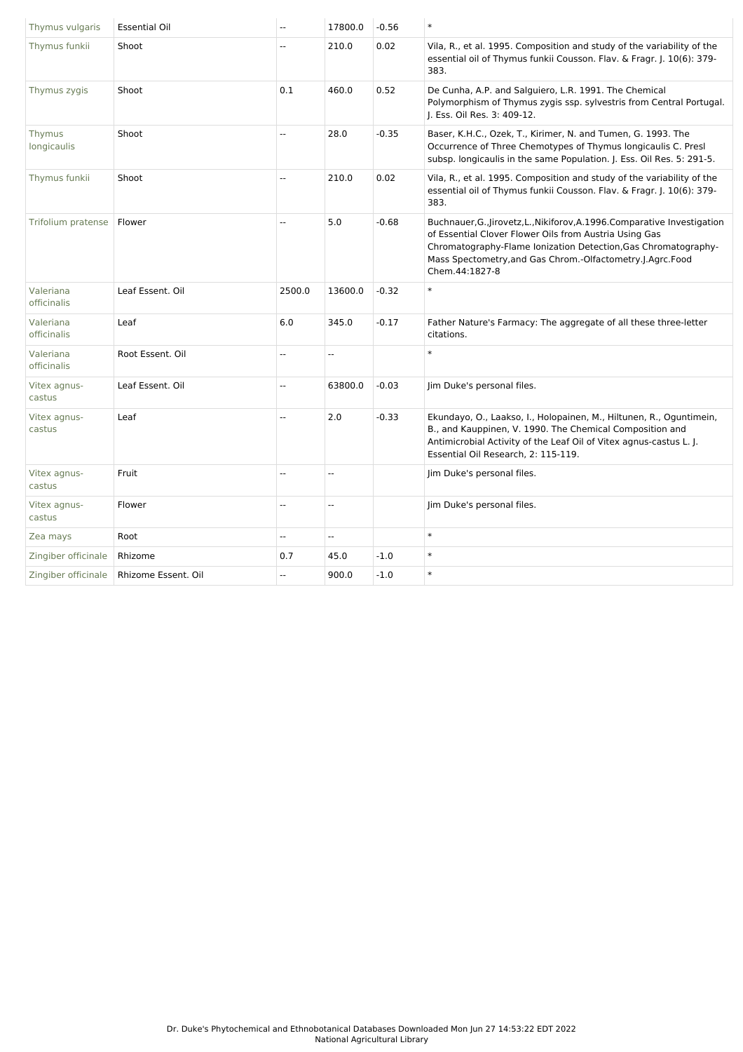| | | | | | |
|---|---|---|---|---|---|
| Thymus vulgaris | Essential Oil | -- | 17800.0 | -0.56 | * |
| Thymus funkii | Shoot | -- | 210.0 | 0.02 | Vila, R., et al. 1995. Composition and study of the variability of the essential oil of Thymus funkii Cousson. Flav. & Fragr. J. 10(6): 379-383. |
| Thymus zygis | Shoot | 0.1 | 460.0 | 0.52 | De Cunha, A.P. and Salguiero, L.R. 1991. The Chemical Polymorphism of Thymus zygis ssp. sylvestris from Central Portugal. J. Ess. Oil Res. 3: 409-12. |
| Thymus longicaulis | Shoot | -- | 28.0 | -0.35 | Baser, K.H.C., Ozek, T., Kirimer, N. and Tumen, G. 1993. The Occurrence of Three Chemotypes of Thymus longicaulis C. Presl subsp. longicaulis in the same Population. J. Ess. Oil Res. 5: 291-5. |
| Thymus funkii | Shoot | -- | 210.0 | 0.02 | Vila, R., et al. 1995. Composition and study of the variability of the essential oil of Thymus funkii Cousson. Flav. & Fragr. J. 10(6): 379-383. |
| Trifolium pratense | Flower | -- | 5.0 | -0.68 | Buchnauer,G.,Jirovetz,L.,Nikiforov,A.1996.Comparative Investigation of Essential Clover Flower Oils from Austria Using Gas Chromatography-Flame Ionization Detection,Gas Chromatography-Mass Spectometry,and Gas Chrom.-Olfactometry.J.Agrc.Food Chem.44:1827-8 |
| Valeriana officinalis | Leaf Essent. Oil | 2500.0 | 13600.0 | -0.32 | * |
| Valeriana officinalis | Leaf | 6.0 | 345.0 | -0.17 | Father Nature's Farmacy: The aggregate of all these three-letter citations. |
| Valeriana officinalis | Root Essent. Oil | -- | -- | | * |
| Vitex agnus-castus | Leaf Essent. Oil | -- | 63800.0 | -0.03 | Jim Duke's personal files. |
| Vitex agnus-castus | Leaf | -- | 2.0 | -0.33 | Ekundayo, O., Laakso, I., Holopainen, M., Hiltunen, R., Oguntimein, B., and Kauppinen, V. 1990. The Chemical Composition and Antimicrobial Activity of the Leaf Oil of Vitex agnus-castus L. J. Essential Oil Research, 2: 115-119. |
| Vitex agnus-castus | Fruit | -- | -- | | Jim Duke's personal files. |
| Vitex agnus-castus | Flower | -- | -- | | Jim Duke's personal files. |
| Zea mays | Root | -- | -- | | * |
| Zingiber officinale | Rhizome | 0.7 | 45.0 | -1.0 | * |
| Zingiber officinale | Rhizome Essent. Oil | -- | 900.0 | -1.0 | * |

Dr. Duke's Phytochemical and Ethnobotanical Databases Downloaded Mon Jun 27 14:53:22 EDT 2022
National Agricultural Library